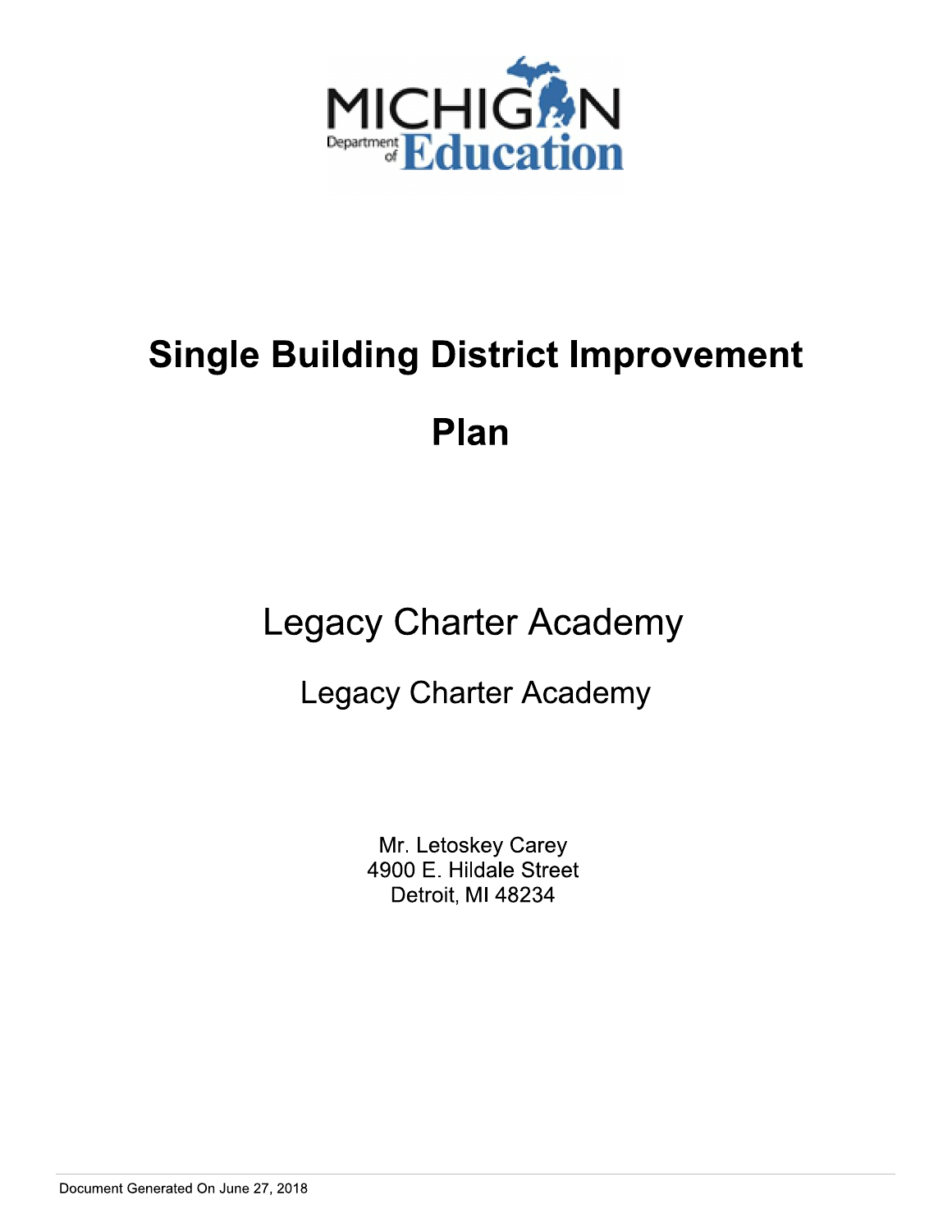# Single Building District Improvement Plan

## Legacy Charter Academy

### Legacy Charter Academy

Mr. Letoskey Carey
4900 E. Hildale Street
Detroit, MI 48234

Document Generated On June 27, 2018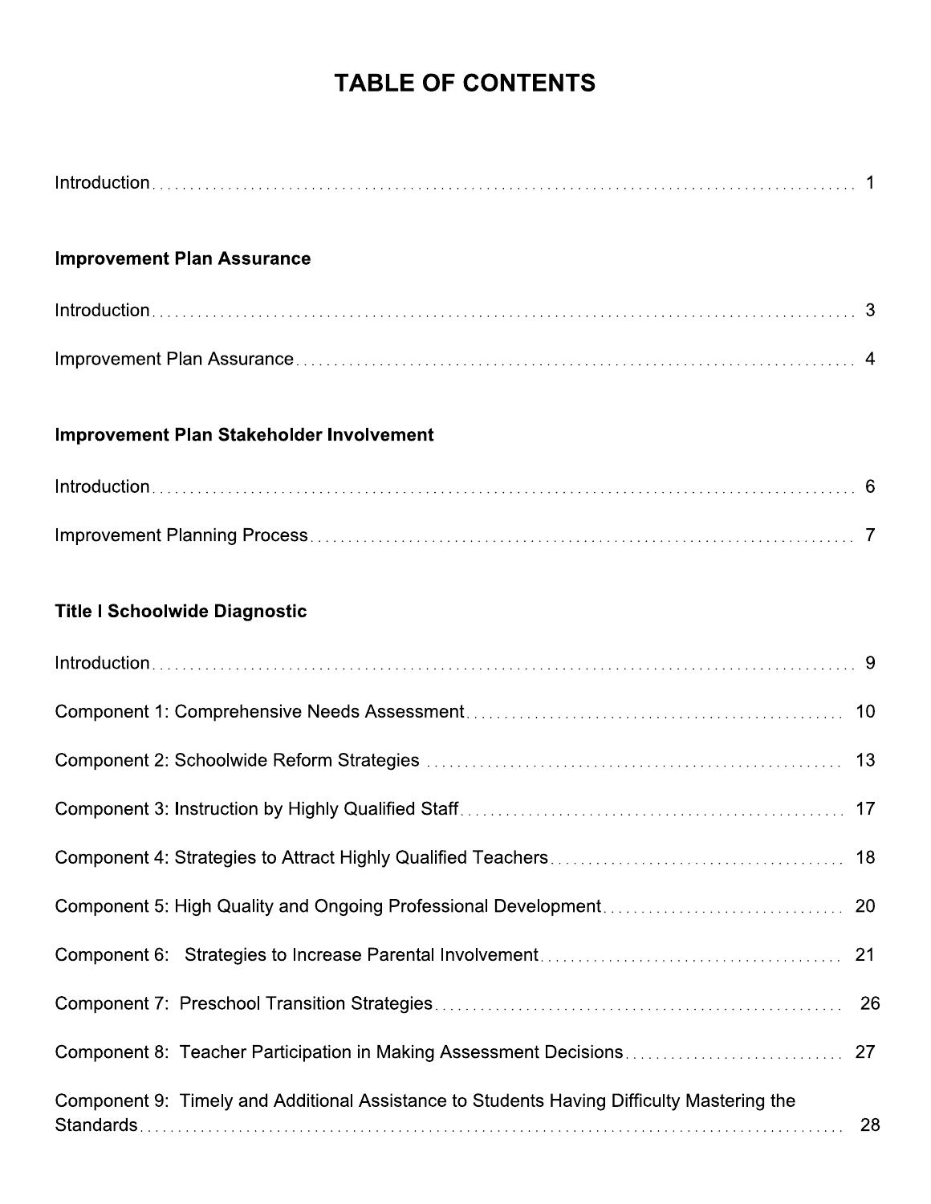# TABLE OF CONTENTS

Introduction . . . . . . . . . . . . . . . . . . . . . . . . . . . . . . . . . . . . . . . . . . . . 1

**Improvement Plan Assurance**

Introduction . . . . . . . . . . . . . . . . . . . . . . . . . . . . . . . . . . . . . . . . . . . . 3

Improvement Plan Assurance . . . . . . . . . . . . . . . . . . . . . . . . . . . . . . . . . . . 4

**Improvement Plan Stakeholder Involvement**

Introduction . . . . . . . . . . . . . . . . . . . . . . . . . . . . . . . . . . . . . . . . . . . . 6

Improvement Planning Process . . . . . . . . . . . . . . . . . . . . . . . . . . . . . . . . . . 7

**Title I Schoolwide Diagnostic**

Introduction . . . . . . . . . . . . . . . . . . . . . . . . . . . . . . . . . . . . . . . . . . . . 9

Component 1: Comprehensive Needs Assessment . . . . . . . . . . . . . . . . . . . . . . . . 10

Component 2: Schoolwide Reform Strategies . . . . . . . . . . . . . . . . . . . . . . . . . . 13

Component 3: Instruction by Highly Qualified Staff . . . . . . . . . . . . . . . . . . . . . . 17

Component 4: Strategies to Attract Highly Qualified Teachers . . . . . . . . . . . . . . . . . 18

Component 5: High Quality and Ongoing Professional Development . . . . . . . . . . . . . . 20

Component 6: Strategies to Increase Parental Involvement . . . . . . . . . . . . . . . . . . 21

Component 7: Preschool Transition Strategies . . . . . . . . . . . . . . . . . . . . . . . . . 26

Component 8: Teacher Participation in Making Assessment Decisions . . . . . . . . . . . . . 27

Component 9: Timely and Additional Assistance to Students Having Difficulty Mastering the Standards . . . . . . . . . . . . . . . . . . . . . . . . . . . . . . . . . . . . . . . . . . . . 28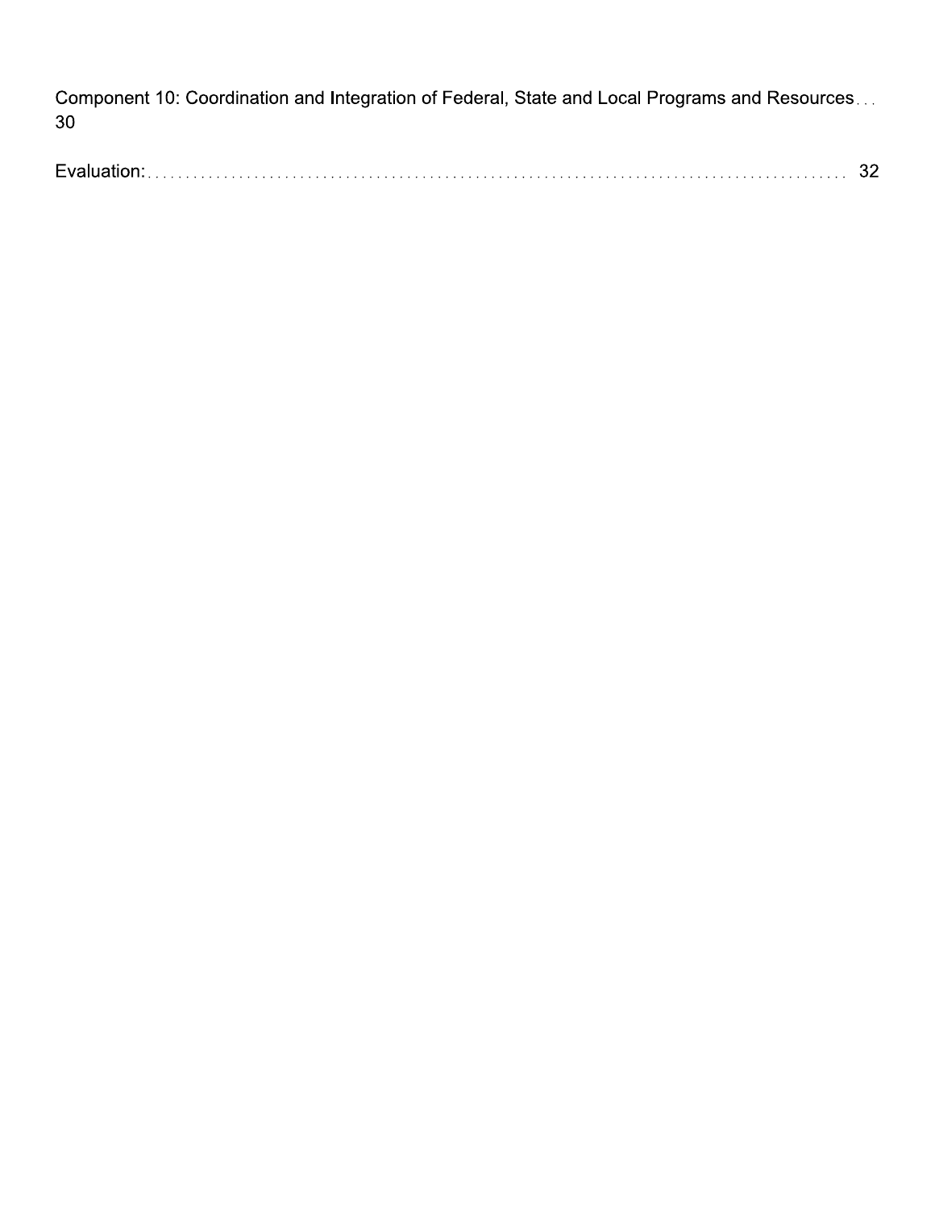Component 10: Coordination and Integration of Federal, State and Local Programs and Resources . . . 30

Evaluation: . . . . . . . . . . . . . . . . . . . . . . . . . . . . . . . . . . . . . . . . . . . . . . . . . . . . . . . . . . . . . . . . . . . . . . . . . . . . . . . . . . . . . . . . . . . 32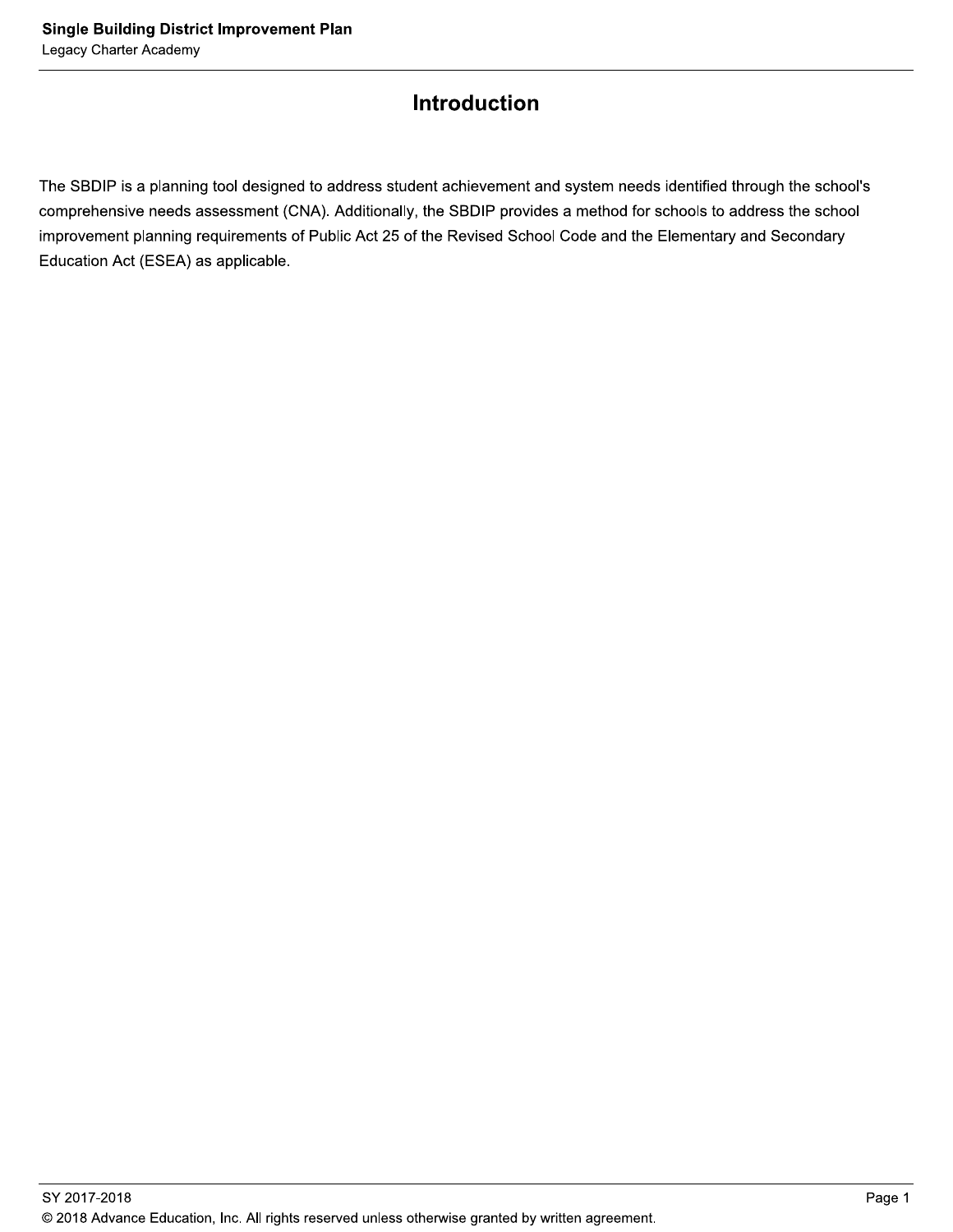# Introduction

The SBDIP is a planning tool designed to address student achievement and system needs identified through the school's comprehensive needs assessment (CNA). Additionally, the SBDIP provides a method for schools to address the school improvement planning requirements of Public Act 25 of the Revised School Code and the Elementary and Secondary Education Act (ESEA) as applicable.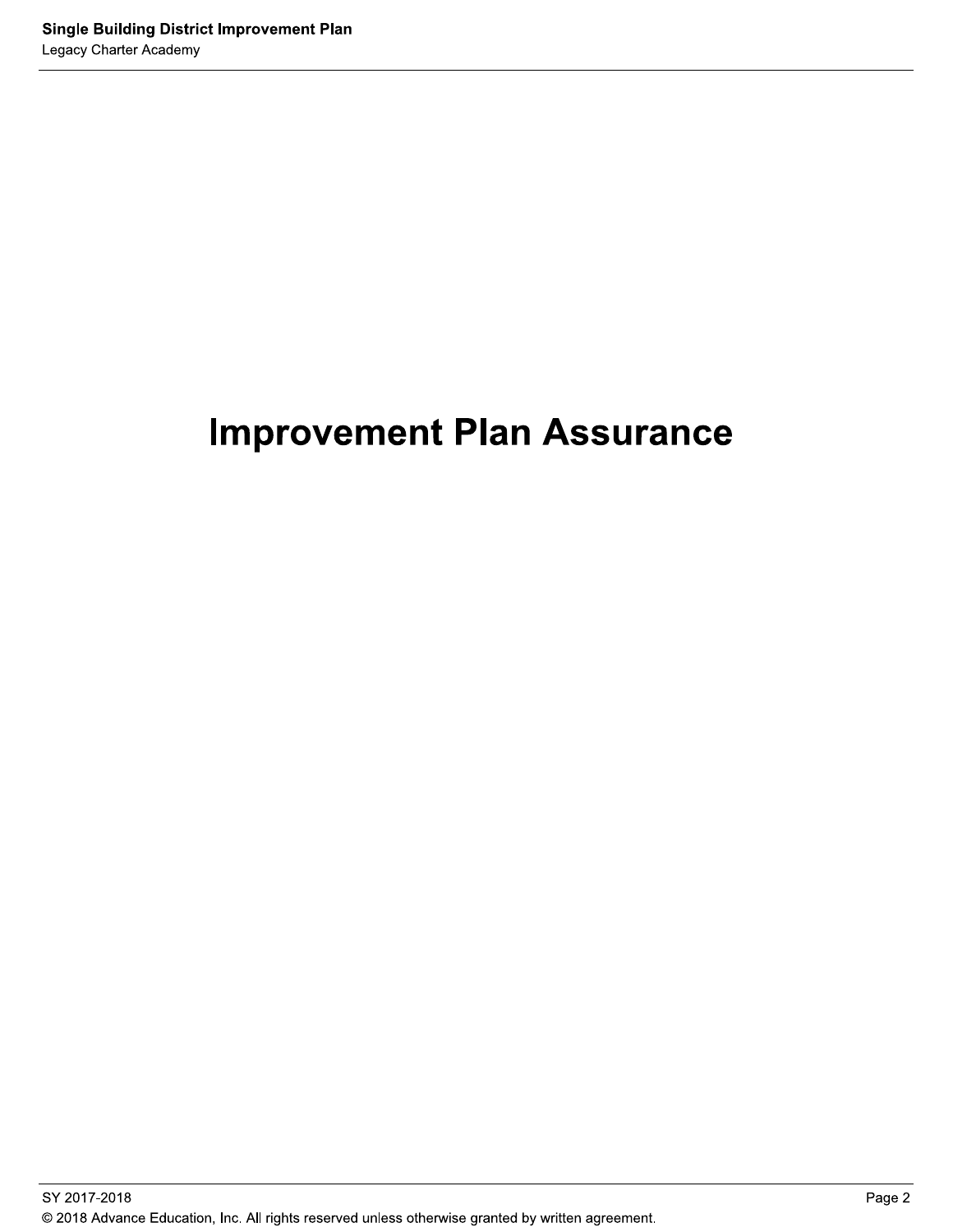# Improvement Plan Assurance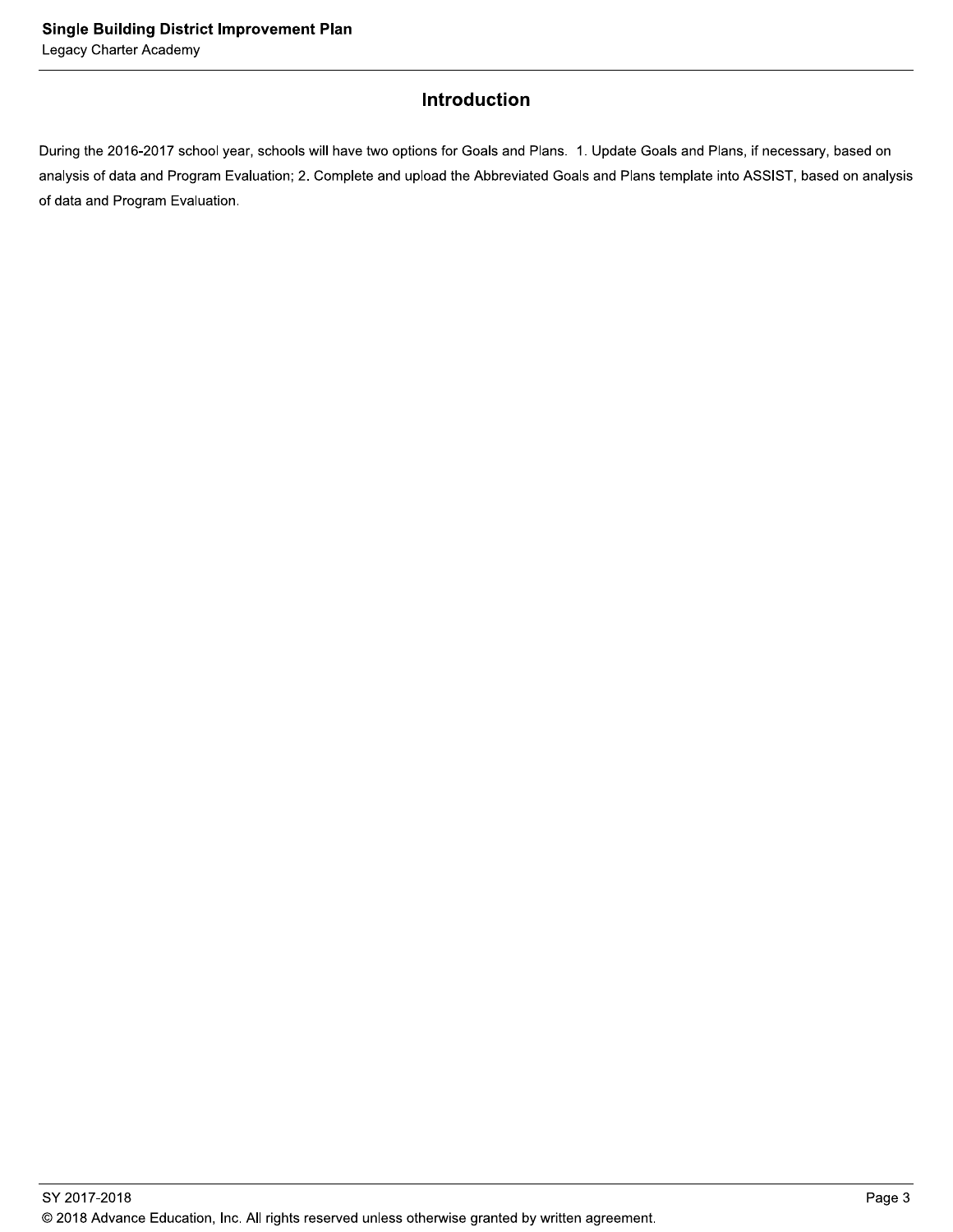## Introduction

During the 2016-2017 school year, schools will have two options for Goals and Plans.  1. Update Goals and Plans, if necessary, based on analysis of data and Program Evaluation; 2. Complete and upload the Abbreviated Goals and Plans template into ASSIST, based on analysis of data and Program Evaluation.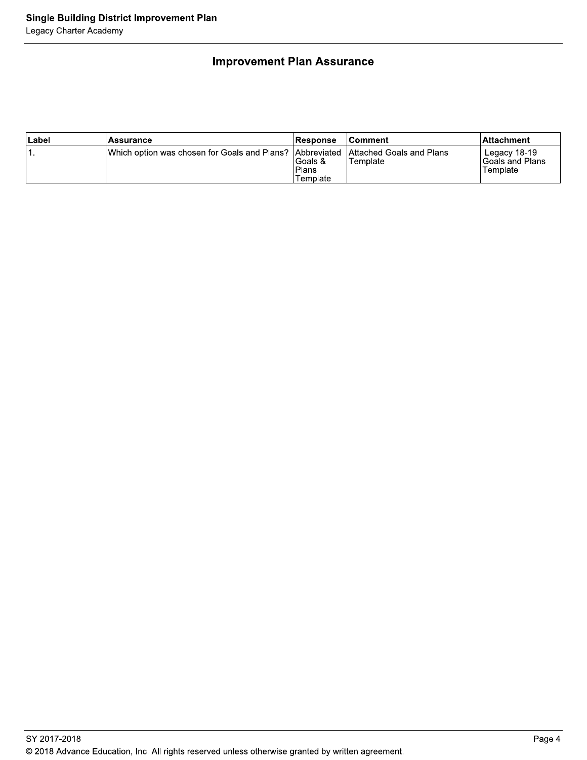## Improvement Plan Assurance

| Label | Assurance | Response | Comment | Attachment |
| --- | --- | --- | --- | --- |
| 1. | Which option was chosen for Goals and Plans? | Abbreviated Goals & Plans Template | Attached Goals and Plans Template | Legacy 18-19 Goals and Plans Template |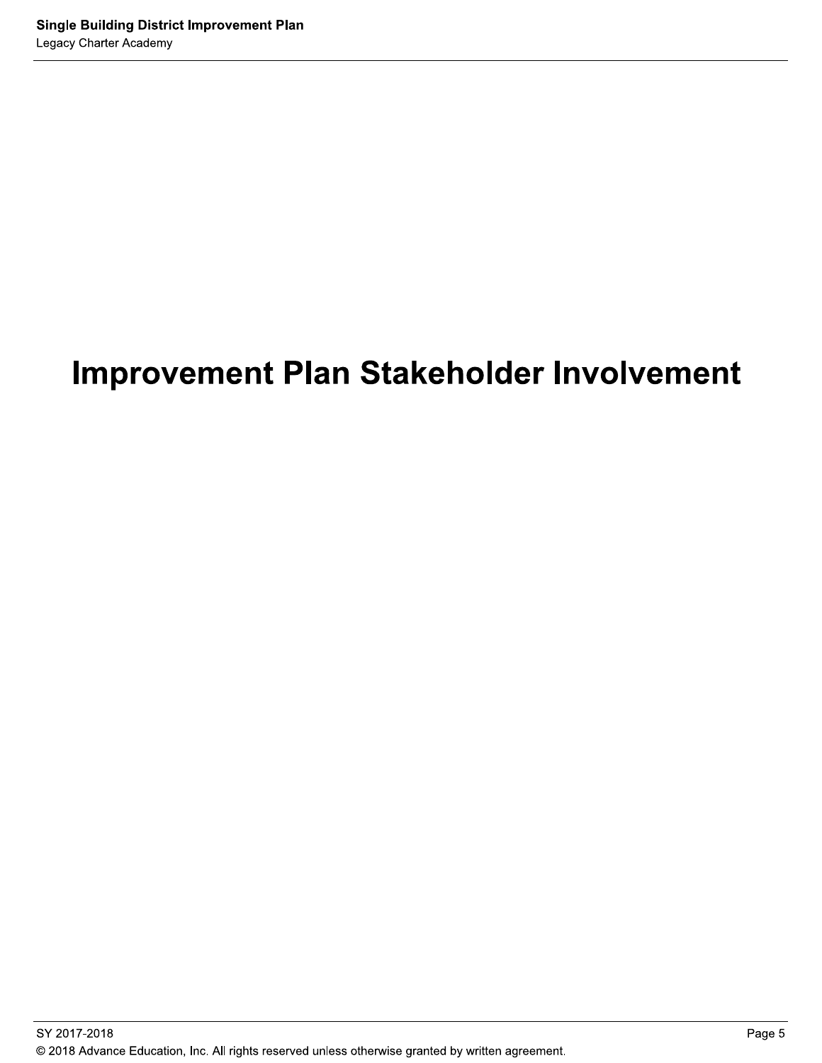# Improvement Plan Stakeholder Involvement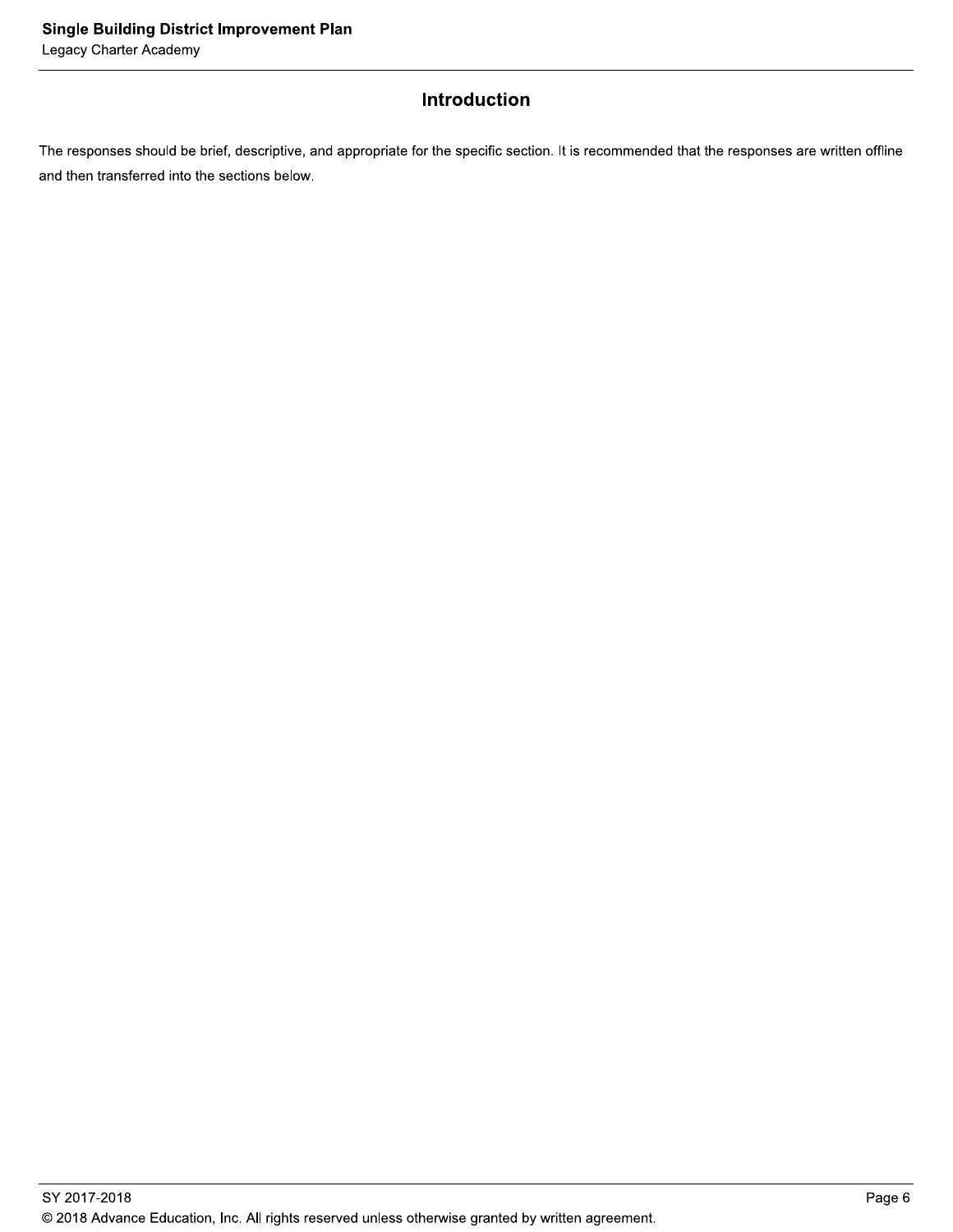## Introduction

The responses should be brief, descriptive, and appropriate for the specific section. It is recommended that the responses are written offline and then transferred into the sections below.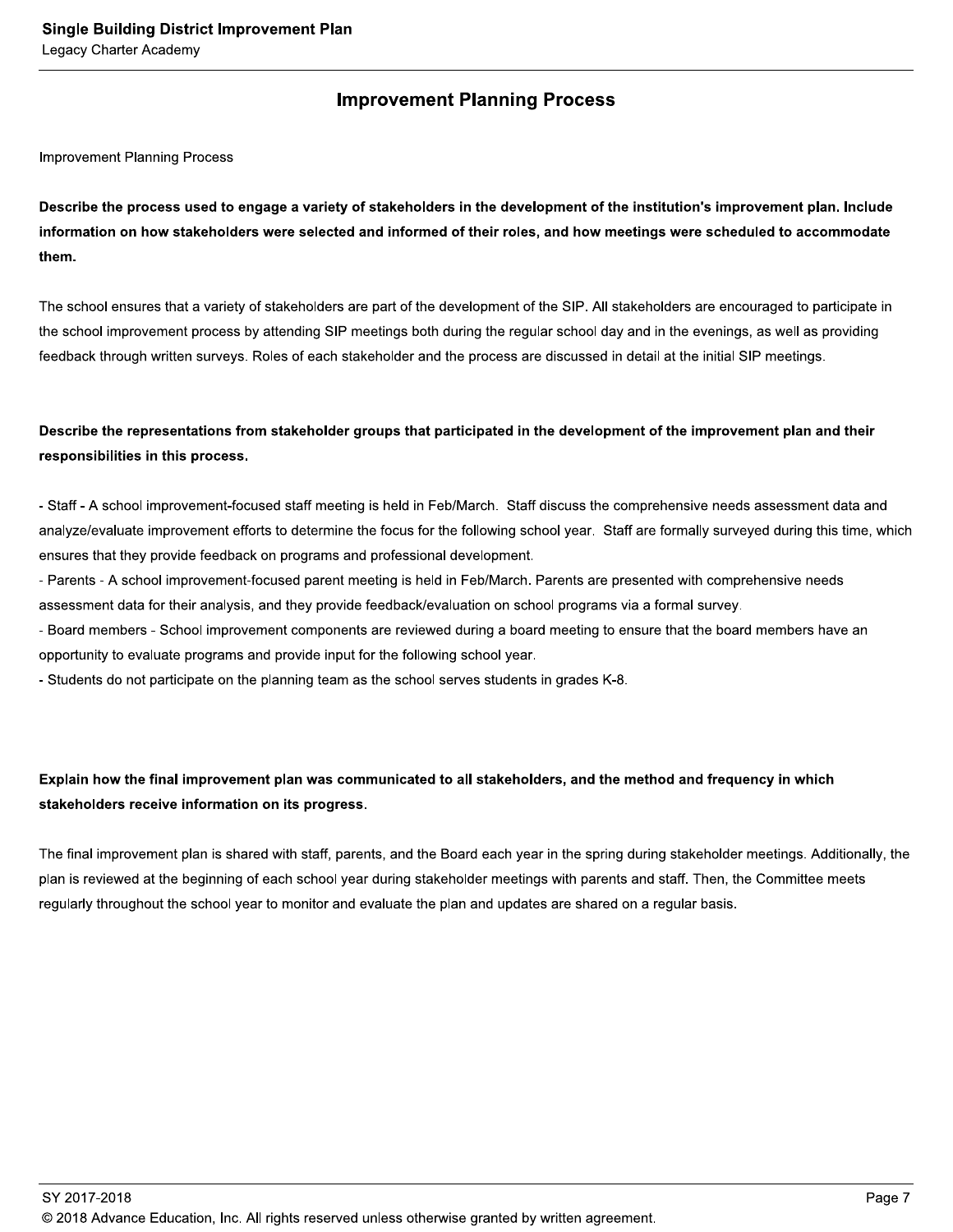## Improvement Planning Process

Improvement Planning Process

**Describe the process used to engage a variety of stakeholders in the development of the institution's improvement plan. Include information on how stakeholders were selected and informed of their roles, and how meetings were scheduled to accommodate them.**

The school ensures that a variety of stakeholders are part of the development of the SIP. All stakeholders are encouraged to participate in the school improvement process by attending SIP meetings both during the regular school day and in the evenings, as well as providing feedback through written surveys. Roles of each stakeholder and the process are discussed in detail at the initial SIP meetings.

**Describe the representations from stakeholder groups that participated in the development of the improvement plan and their responsibilities in this process.**

- Staff - A school improvement-focused staff meeting is held in Feb/March. Staff discuss the comprehensive needs assessment data and analyze/evaluate improvement efforts to determine the focus for the following school year. Staff are formally surveyed during this time, which ensures that they provide feedback on programs and professional development.
- Parents - A school improvement-focused parent meeting is held in Feb/March. Parents are presented with comprehensive needs assessment data for their analysis, and they provide feedback/evaluation on school programs via a formal survey.
- Board members - School improvement components are reviewed during a board meeting to ensure that the board members have an opportunity to evaluate programs and provide input for the following school year.
- Students do not participate on the planning team as the school serves students in grades K-8.

**Explain how the final improvement plan was communicated to all stakeholders, and the method and frequency in which stakeholders receive information on its progress.**

The final improvement plan is shared with staff, parents, and the Board each year in the spring during stakeholder meetings. Additionally, the plan is reviewed at the beginning of each school year during stakeholder meetings with parents and staff. Then, the Committee meets regularly throughout the school year to monitor and evaluate the plan and updates are shared on a regular basis.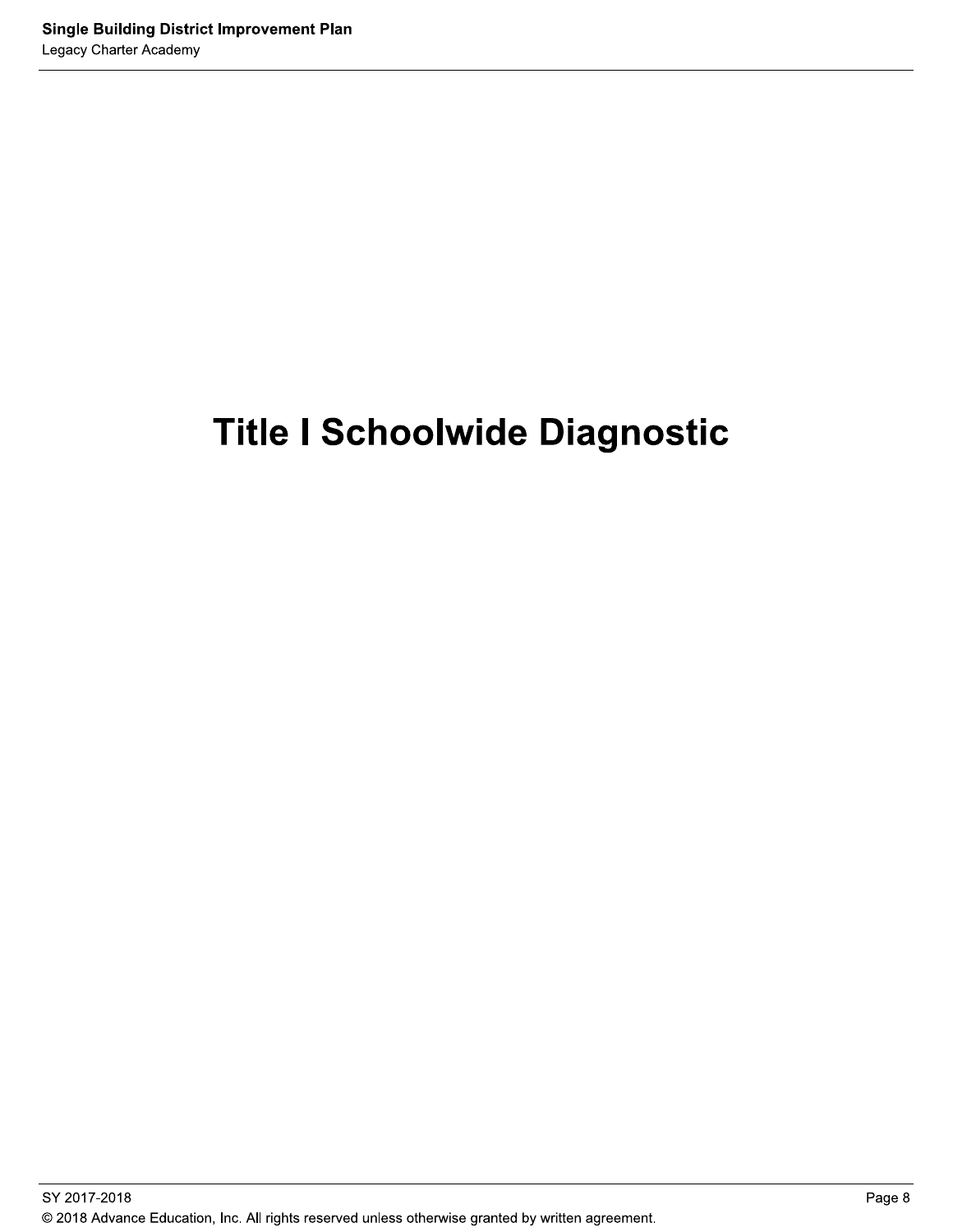# Title I Schoolwide Diagnostic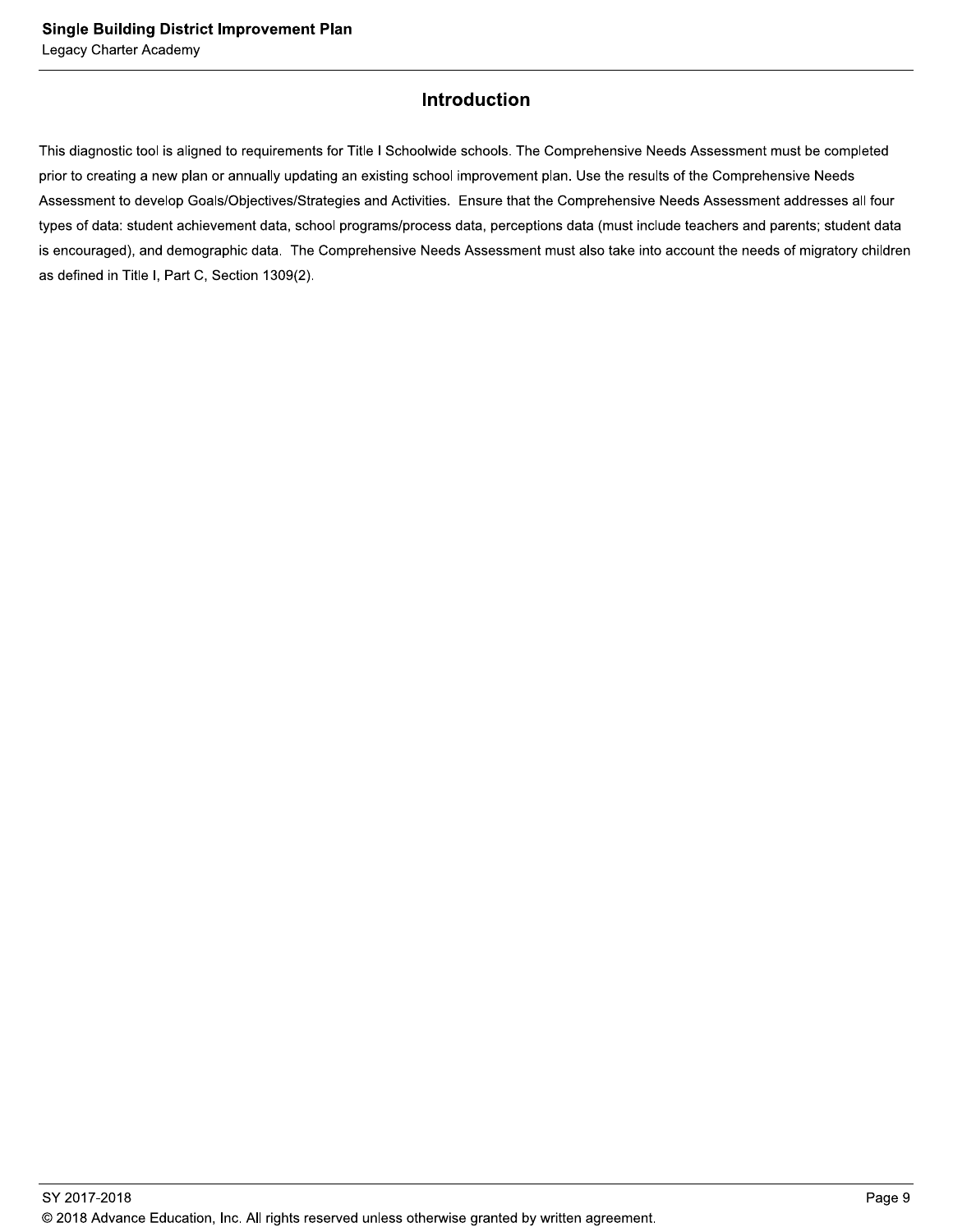## Introduction

This diagnostic tool is aligned to requirements for Title I Schoolwide schools. The Comprehensive Needs Assessment must be completed prior to creating a new plan or annually updating an existing school improvement plan. Use the results of the Comprehensive Needs Assessment to develop Goals/Objectives/Strategies and Activities. Ensure that the Comprehensive Needs Assessment addresses all four types of data: student achievement data, school programs/process data, perceptions data (must include teachers and parents; student data is encouraged), and demographic data. The Comprehensive Needs Assessment must also take into account the needs of migratory children as defined in Title I, Part C, Section 1309(2).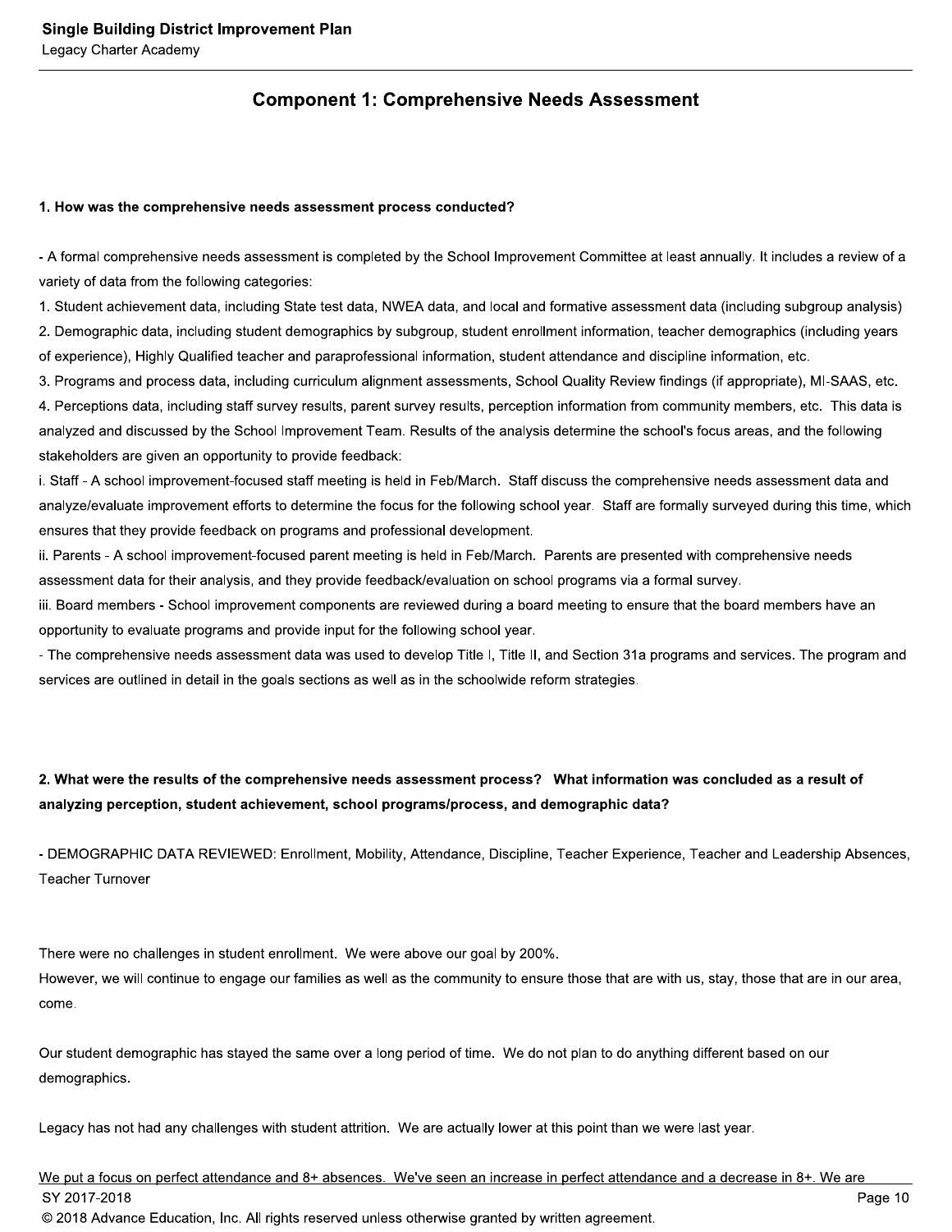## Component 1: Comprehensive Needs Assessment

**1. How was the comprehensive needs assessment process conducted?**

- A formal comprehensive needs assessment is completed by the School Improvement Committee at least annually. It includes a review of a variety of data from the following categories:
1. Student achievement data, including State test data, NWEA data, and local and formative assessment data (including subgroup analysis)
2. Demographic data, including student demographics by subgroup, student enrollment information, teacher demographics (including years of experience), Highly Qualified teacher and paraprofessional information, student attendance and discipline information, etc.
3. Programs and process data, including curriculum alignment assessments, School Quality Review findings (if appropriate), MI-SAAS, etc.
4. Perceptions data, including staff survey results, parent survey results, perception information from community members, etc. This data is analyzed and discussed by the School Improvement Team. Results of the analysis determine the school's focus areas, and the following stakeholders are given an opportunity to provide feedback:

i. Staff - A school improvement-focused staff meeting is held in Feb/March. Staff discuss the comprehensive needs assessment data and analyze/evaluate improvement efforts to determine the focus for the following school year. Staff are formally surveyed during this time, which ensures that they provide feedback on programs and professional development.

ii. Parents - A school improvement-focused parent meeting is held in Feb/March. Parents are presented with comprehensive needs assessment data for their analysis, and they provide feedback/evaluation on school programs via a formal survey.

iii. Board members - School improvement components are reviewed during a board meeting to ensure that the board members have an opportunity to evaluate programs and provide input for the following school year.

- The comprehensive needs assessment data was used to develop Title I, Title II, and Section 31a programs and services. The program and services are outlined in detail in the goals sections as well as in the schoolwide reform strategies.

**2. What were the results of the comprehensive needs assessment process? What information was concluded as a result of analyzing perception, student achievement, school programs/process, and demographic data?**

- DEMOGRAPHIC DATA REVIEWED: Enrollment, Mobility, Attendance, Discipline, Teacher Experience, Teacher and Leadership Absences, Teacher Turnover

There were no challenges in student enrollment. We were above our goal by 200%.
However, we will continue to engage our families as well as the community to ensure those that are with us, stay, those that are in our area, come.

Our student demographic has stayed the same over a long period of time. We do not plan to do anything different based on our demographics.

Legacy has not had any challenges with student attrition. We are actually lower at this point than we were last year.

We put a focus on perfect attendance and 8+ absences. We've seen an increase in perfect attendance and a decrease in 8+. We are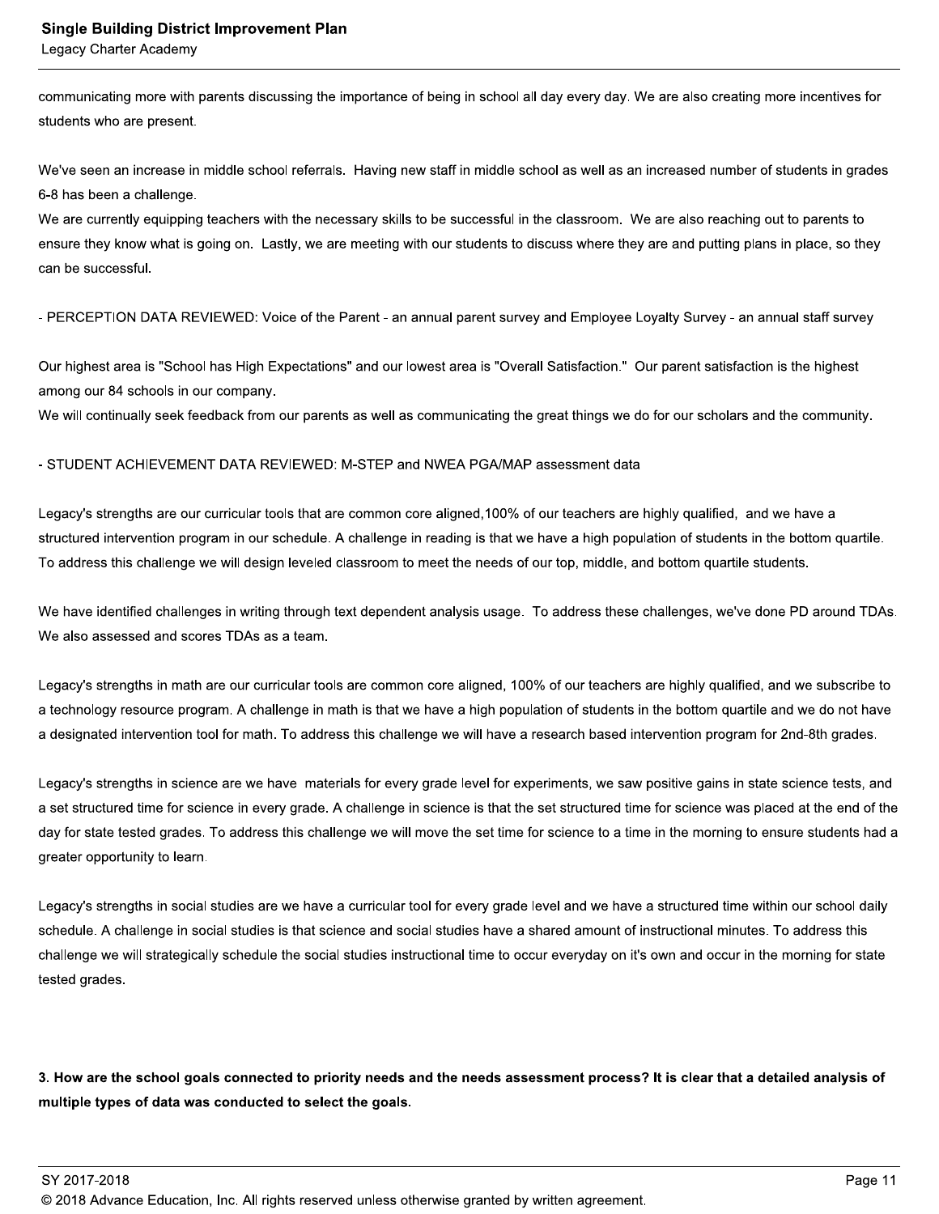communicating more with parents discussing the importance of being in school all day every day. We are also creating more incentives for students who are present.

We've seen an increase in middle school referrals. Having new staff in middle school as well as an increased number of students in grades 6-8 has been a challenge.
We are currently equipping teachers with the necessary skills to be successful in the classroom. We are also reaching out to parents to ensure they know what is going on. Lastly, we are meeting with our students to discuss where they are and putting plans in place, so they can be successful.

- PERCEPTION DATA REVIEWED: Voice of the Parent - an annual parent survey and Employee Loyalty Survey - an annual staff survey

Our highest area is "School has High Expectations" and our lowest area is "Overall Satisfaction." Our parent satisfaction is the highest among our 84 schools in our company.
We will continually seek feedback from our parents as well as communicating the great things we do for our scholars and the community.

- STUDENT ACHIEVEMENT DATA REVIEWED: M-STEP and NWEA PGA/MAP assessment data

Legacy's strengths are our curricular tools that are common core aligned,100% of our teachers are highly qualified, and we have a structured intervention program in our schedule. A challenge in reading is that we have a high population of students in the bottom quartile. To address this challenge we will design leveled classroom to meet the needs of our top, middle, and bottom quartile students.

We have identified challenges in writing through text dependent analysis usage. To address these challenges, we've done PD around TDAs. We also assessed and scores TDAs as a team.

Legacy's strengths in math are our curricular tools are common core aligned, 100% of our teachers are highly qualified, and we subscribe to a technology resource program. A challenge in math is that we have a high population of students in the bottom quartile and we do not have a designated intervention tool for math. To address this challenge we will have a research based intervention program for 2nd-8th grades.

Legacy's strengths in science are we have materials for every grade level for experiments, we saw positive gains in state science tests, and a set structured time for science in every grade. A challenge in science is that the set structured time for science was placed at the end of the day for state tested grades. To address this challenge we will move the set time for science to a time in the morning to ensure students had a greater opportunity to learn.

Legacy's strengths in social studies are we have a curricular tool for every grade level and we have a structured time within our school daily schedule. A challenge in social studies is that science and social studies have a shared amount of instructional minutes. To address this challenge we will strategically schedule the social studies instructional time to occur everyday on it's own and occur in the morning for state tested grades.

**3. How are the school goals connected to priority needs and the needs assessment process? It is clear that a detailed analysis of multiple types of data was conducted to select the goals.**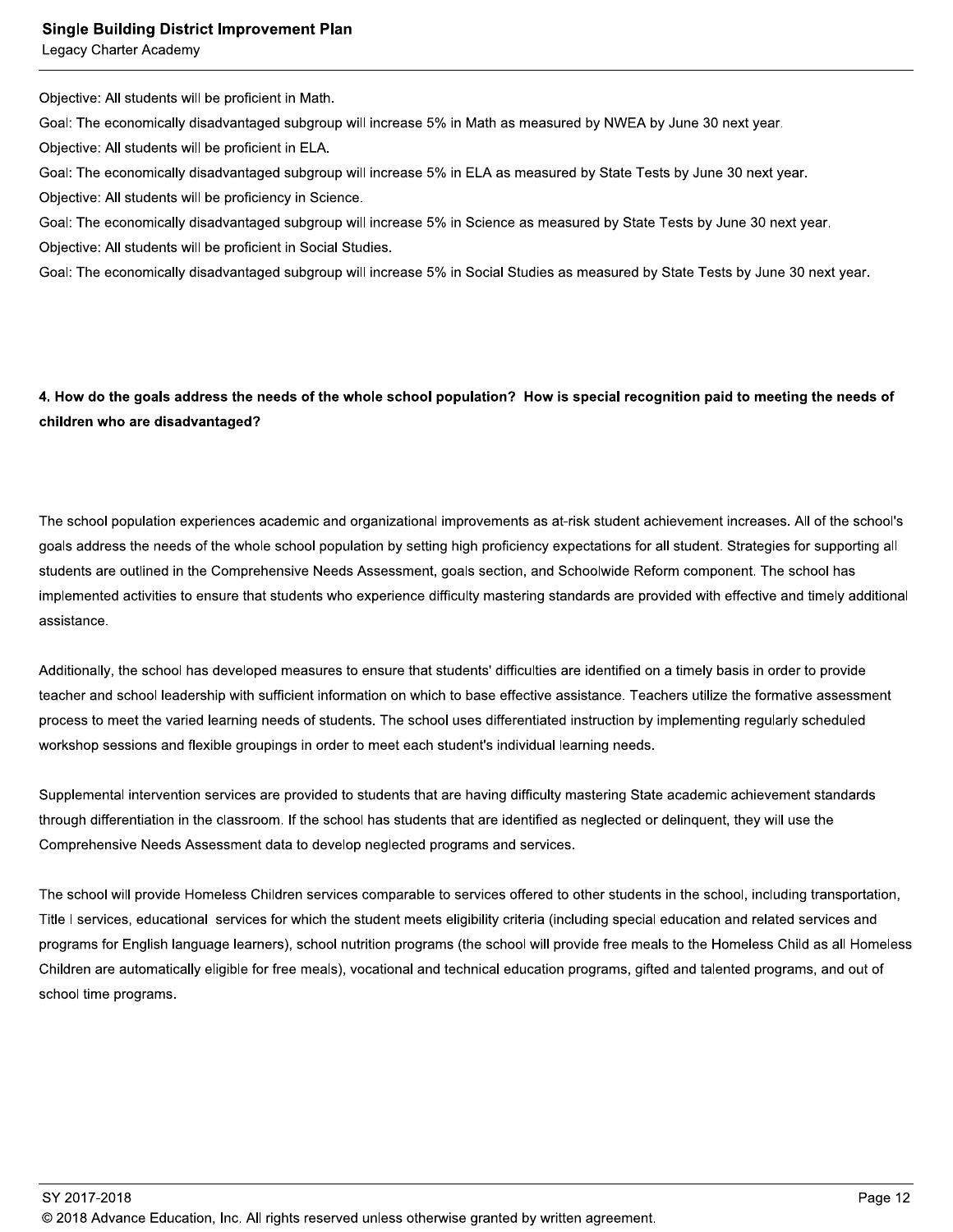Objective: All students will be proficient in Math.

Goal: The economically disadvantaged subgroup will increase 5% in Math as measured by NWEA by June 30 next year.

Objective: All students will be proficient in ELA.

Goal: The economically disadvantaged subgroup will increase 5% in ELA as measured by State Tests by June 30 next year.

Objective: All students will be proficiency in Science.

Goal: The economically disadvantaged subgroup will increase 5% in Science as measured by State Tests by June 30 next year.

Objective: All students will be proficient in Social Studies.

Goal: The economically disadvantaged subgroup will increase 5% in Social Studies as measured by State Tests by June 30 next year.

**4. How do the goals address the needs of the whole school population? How is special recognition paid to meeting the needs of children who are disadvantaged?**

The school population experiences academic and organizational improvements as at-risk student achievement increases. All of the school's goals address the needs of the whole school population by setting high proficiency expectations for all student. Strategies for supporting all students are outlined in the Comprehensive Needs Assessment, goals section, and Schoolwide Reform component. The school has implemented activities to ensure that students who experience difficulty mastering standards are provided with effective and timely additional assistance.

Additionally, the school has developed measures to ensure that students' difficulties are identified on a timely basis in order to provide teacher and school leadership with sufficient information on which to base effective assistance. Teachers utilize the formative assessment process to meet the varied learning needs of students. The school uses differentiated instruction by implementing regularly scheduled workshop sessions and flexible groupings in order to meet each student's individual learning needs.

Supplemental intervention services are provided to students that are having difficulty mastering State academic achievement standards through differentiation in the classroom. If the school has students that are identified as neglected or delinquent, they will use the Comprehensive Needs Assessment data to develop neglected programs and services.

The school will provide Homeless Children services comparable to services offered to other students in the school, including transportation, Title I services, educational services for which the student meets eligibility criteria (including special education and related services and programs for English language learners), school nutrition programs (the school will provide free meals to the Homeless Child as all Homeless Children are automatically eligible for free meals), vocational and technical education programs, gifted and talented programs, and out of school time programs.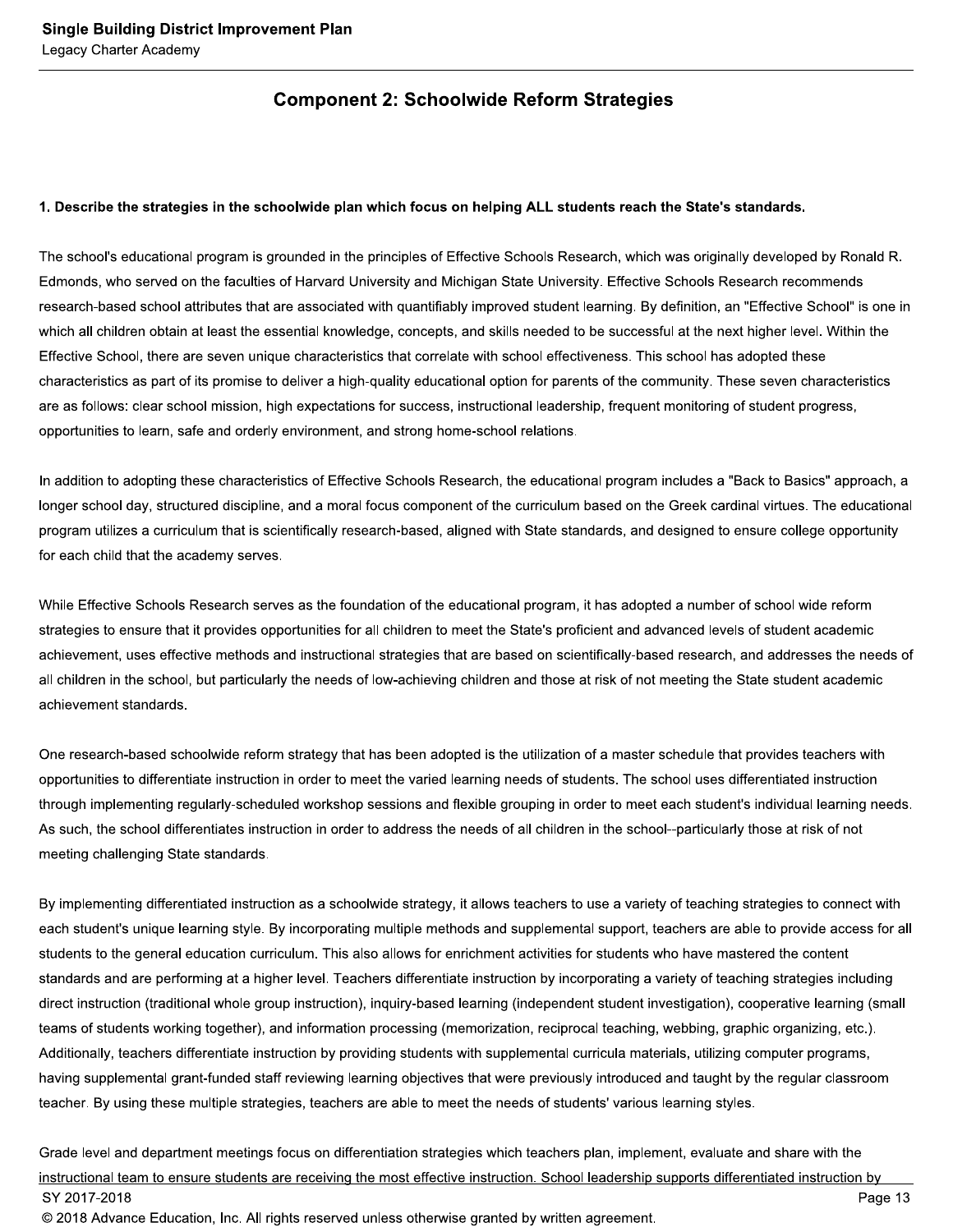## Component 2: Schoolwide Reform Strategies

**1. Describe the strategies in the schoolwide plan which focus on helping ALL students reach the State's standards.**

The school's educational program is grounded in the principles of Effective Schools Research, which was originally developed by Ronald R. Edmonds, who served on the faculties of Harvard University and Michigan State University. Effective Schools Research recommends research-based school attributes that are associated with quantifiably improved student learning. By definition, an "Effective School" is one in which all children obtain at least the essential knowledge, concepts, and skills needed to be successful at the next higher level. Within the Effective School, there are seven unique characteristics that correlate with school effectiveness. This school has adopted these characteristics as part of its promise to deliver a high-quality educational option for parents of the community. These seven characteristics are as follows: clear school mission, high expectations for success, instructional leadership, frequent monitoring of student progress, opportunities to learn, safe and orderly environment, and strong home-school relations.

In addition to adopting these characteristics of Effective Schools Research, the educational program includes a "Back to Basics" approach, a longer school day, structured discipline, and a moral focus component of the curriculum based on the Greek cardinal virtues. The educational program utilizes a curriculum that is scientifically research-based, aligned with State standards, and designed to ensure college opportunity for each child that the academy serves.

While Effective Schools Research serves as the foundation of the educational program, it has adopted a number of school wide reform strategies to ensure that it provides opportunities for all children to meet the State's proficient and advanced levels of student academic achievement, uses effective methods and instructional strategies that are based on scientifically-based research, and addresses the needs of all children in the school, but particularly the needs of low-achieving children and those at risk of not meeting the State student academic achievement standards.

One research-based schoolwide reform strategy that has been adopted is the utilization of a master schedule that provides teachers with opportunities to differentiate instruction in order to meet the varied learning needs of students. The school uses differentiated instruction through implementing regularly-scheduled workshop sessions and flexible grouping in order to meet each student's individual learning needs. As such, the school differentiates instruction in order to address the needs of all children in the school--particularly those at risk of not meeting challenging State standards.

By implementing differentiated instruction as a schoolwide strategy, it allows teachers to use a variety of teaching strategies to connect with each student's unique learning style. By incorporating multiple methods and supplemental support, teachers are able to provide access for all students to the general education curriculum. This also allows for enrichment activities for students who have mastered the content standards and are performing at a higher level. Teachers differentiate instruction by incorporating a variety of teaching strategies including direct instruction (traditional whole group instruction), inquiry-based learning (independent student investigation), cooperative learning (small teams of students working together), and information processing (memorization, reciprocal teaching, webbing, graphic organizing, etc.). Additionally, teachers differentiate instruction by providing students with supplemental curricula materials, utilizing computer programs, having supplemental grant-funded staff reviewing learning objectives that were previously introduced and taught by the regular classroom teacher. By using these multiple strategies, teachers are able to meet the needs of students' various learning styles.

Grade level and department meetings focus on differentiation strategies which teachers plan, implement, evaluate and share with the instructional team to ensure students are receiving the most effective instruction. School leadership supports differentiated instruction by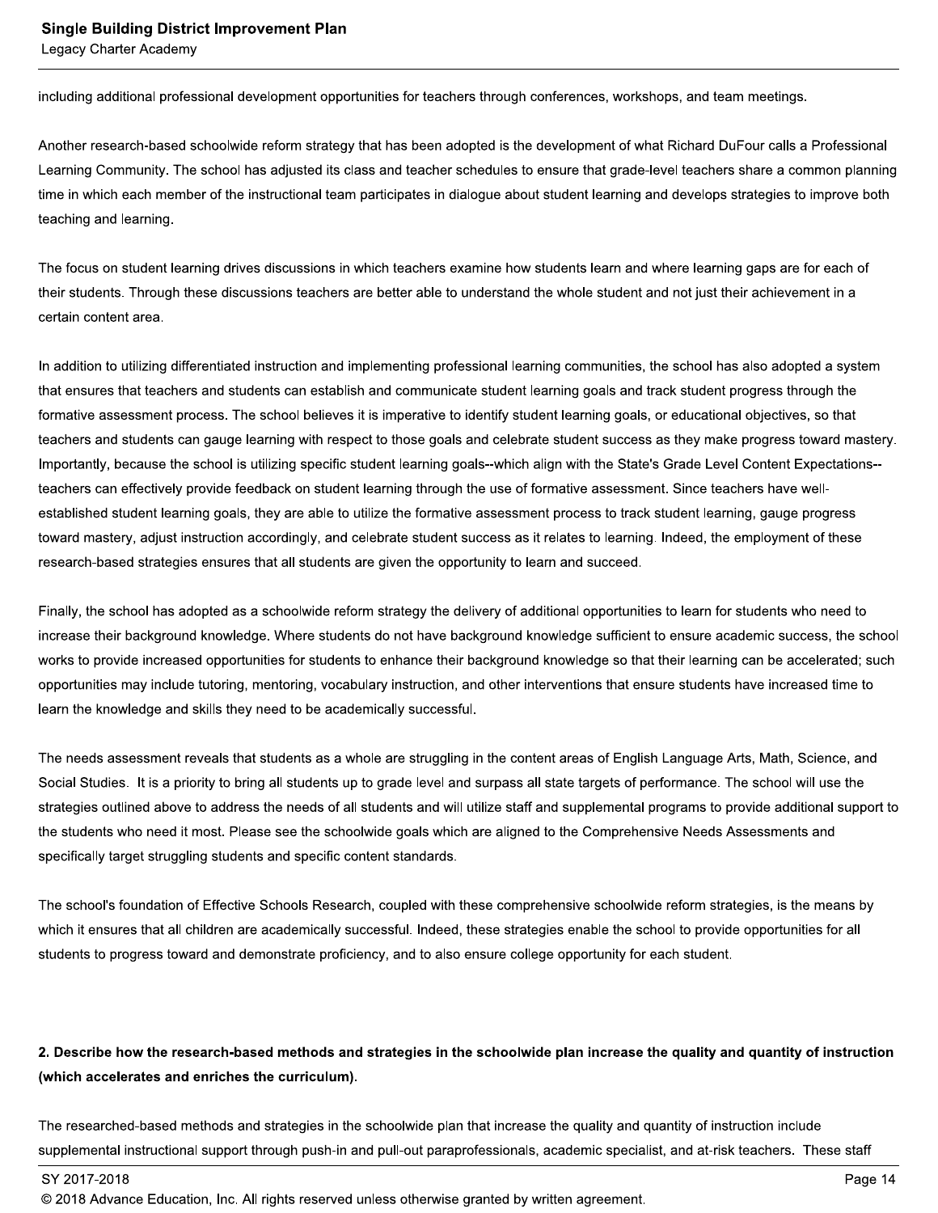including additional professional development opportunities for teachers through conferences, workshops, and team meetings.

Another research-based schoolwide reform strategy that has been adopted is the development of what Richard DuFour calls a Professional Learning Community. The school has adjusted its class and teacher schedules to ensure that grade-level teachers share a common planning time in which each member of the instructional team participates in dialogue about student learning and develops strategies to improve both teaching and learning.

The focus on student learning drives discussions in which teachers examine how students learn and where learning gaps are for each of their students. Through these discussions teachers are better able to understand the whole student and not just their achievement in a certain content area.

In addition to utilizing differentiated instruction and implementing professional learning communities, the school has also adopted a system that ensures that teachers and students can establish and communicate student learning goals and track student progress through the formative assessment process. The school believes it is imperative to identify student learning goals, or educational objectives, so that teachers and students can gauge learning with respect to those goals and celebrate student success as they make progress toward mastery. Importantly, because the school is utilizing specific student learning goals--which align with the State's Grade Level Content Expectations--teachers can effectively provide feedback on student learning through the use of formative assessment. Since teachers have well-established student learning goals, they are able to utilize the formative assessment process to track student learning, gauge progress toward mastery, adjust instruction accordingly, and celebrate student success as it relates to learning. Indeed, the employment of these research-based strategies ensures that all students are given the opportunity to learn and succeed.

Finally, the school has adopted as a schoolwide reform strategy the delivery of additional opportunities to learn for students who need to increase their background knowledge. Where students do not have background knowledge sufficient to ensure academic success, the school works to provide increased opportunities for students to enhance their background knowledge so that their learning can be accelerated; such opportunities may include tutoring, mentoring, vocabulary instruction, and other interventions that ensure students have increased time to learn the knowledge and skills they need to be academically successful.

The needs assessment reveals that students as a whole are struggling in the content areas of English Language Arts, Math, Science, and Social Studies. It is a priority to bring all students up to grade level and surpass all state targets of performance. The school will use the strategies outlined above to address the needs of all students and will utilize staff and supplemental programs to provide additional support to the students who need it most. Please see the schoolwide goals which are aligned to the Comprehensive Needs Assessments and specifically target struggling students and specific content standards.

The school's foundation of Effective Schools Research, coupled with these comprehensive schoolwide reform strategies, is the means by which it ensures that all children are academically successful. Indeed, these strategies enable the school to provide opportunities for all students to progress toward and demonstrate proficiency, and to also ensure college opportunity for each student.

**2. Describe how the research-based methods and strategies in the schoolwide plan increase the quality and quantity of instruction (which accelerates and enriches the curriculum).**

The researched-based methods and strategies in the schoolwide plan that increase the quality and quantity of instruction include supplemental instructional support through push-in and pull-out paraprofessionals, academic specialist, and at-risk teachers. These staff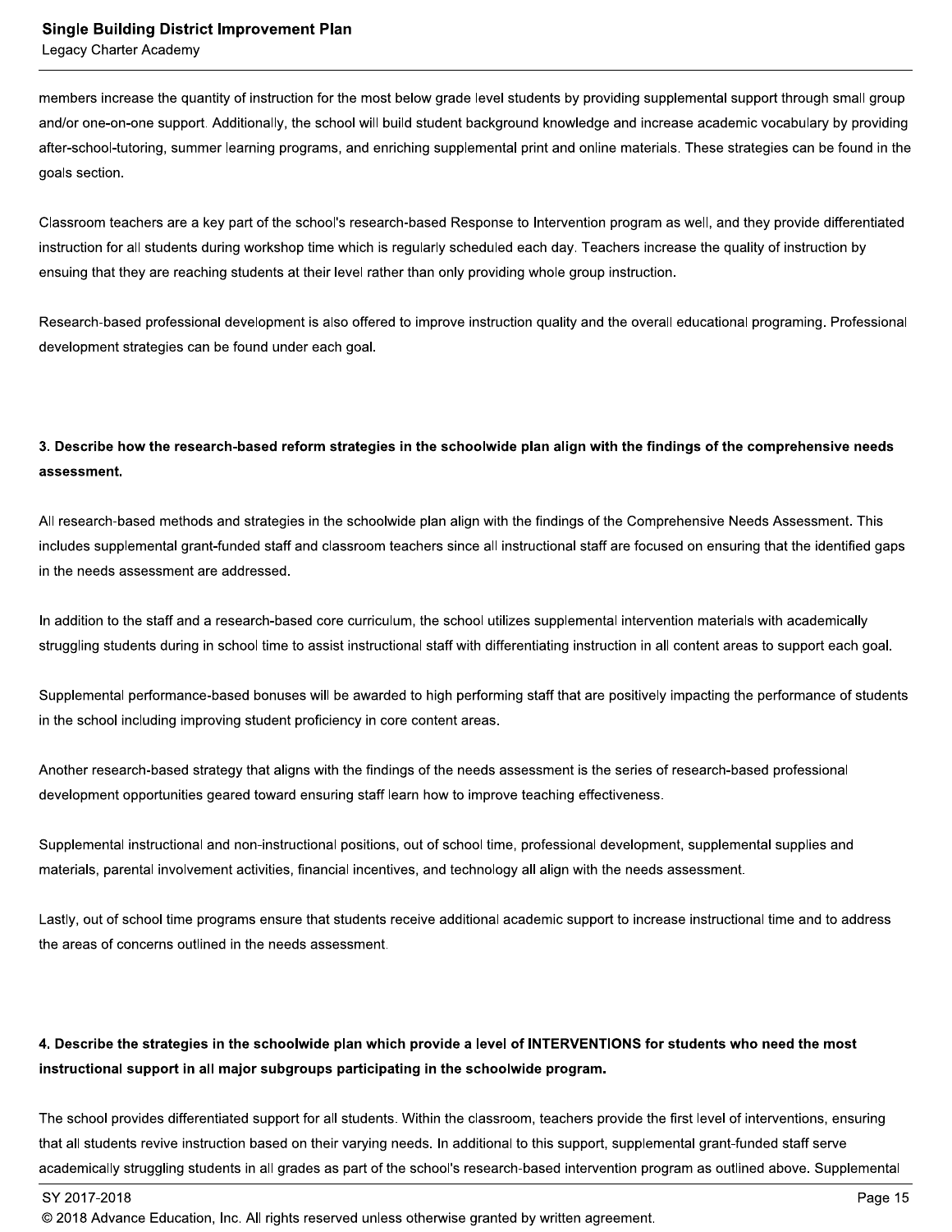members increase the quantity of instruction for the most below grade level students by providing supplemental support through small group and/or one-on-one support. Additionally, the school will build student background knowledge and increase academic vocabulary by providing after-school-tutoring, summer learning programs, and enriching supplemental print and online materials. These strategies can be found in the goals section.

Classroom teachers are a key part of the school's research-based Response to Intervention program as well, and they provide differentiated instruction for all students during workshop time which is regularly scheduled each day. Teachers increase the quality of instruction by ensuing that they are reaching students at their level rather than only providing whole group instruction.

Research-based professional development is also offered to improve instruction quality and the overall educational programing. Professional development strategies can be found under each goal.

**3. Describe how the research-based reform strategies in the schoolwide plan align with the findings of the comprehensive needs assessment.**

All research-based methods and strategies in the schoolwide plan align with the findings of the Comprehensive Needs Assessment. This includes supplemental grant-funded staff and classroom teachers since all instructional staff are focused on ensuring that the identified gaps in the needs assessment are addressed.

In addition to the staff and a research-based core curriculum, the school utilizes supplemental intervention materials with academically struggling students during in school time to assist instructional staff with differentiating instruction in all content areas to support each goal.

Supplemental performance-based bonuses will be awarded to high performing staff that are positively impacting the performance of students in the school including improving student proficiency in core content areas.

Another research-based strategy that aligns with the findings of the needs assessment is the series of research-based professional development opportunities geared toward ensuring staff learn how to improve teaching effectiveness.

Supplemental instructional and non-instructional positions, out of school time, professional development, supplemental supplies and materials, parental involvement activities, financial incentives, and technology all align with the needs assessment.

Lastly, out of school time programs ensure that students receive additional academic support to increase instructional time and to address the areas of concerns outlined in the needs assessment.

**4. Describe the strategies in the schoolwide plan which provide a level of INTERVENTIONS for students who need the most instructional support in all major subgroups participating in the schoolwide program.**

The school provides differentiated support for all students. Within the classroom, teachers provide the first level of interventions, ensuring that all students revive instruction based on their varying needs. In additional to this support, supplemental grant-funded staff serve academically struggling students in all grades as part of the school's research-based intervention program as outlined above. Supplemental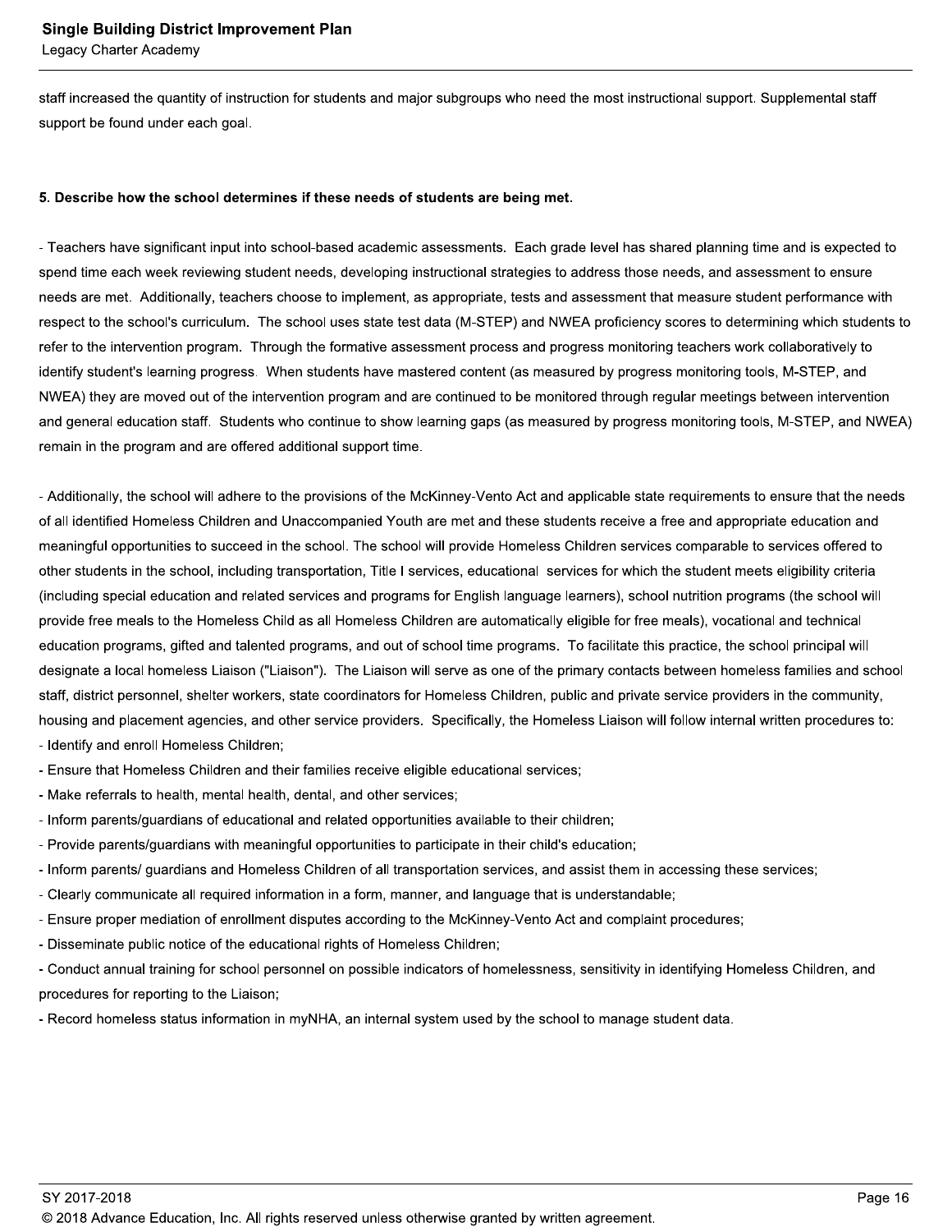staff increased the quantity of instruction for students and major subgroups who need the most instructional support. Supplemental staff support be found under each goal.

**5. Describe how the school determines if these needs of students are being met.**

- Teachers have significant input into school-based academic assessments. Each grade level has shared planning time and is expected to spend time each week reviewing student needs, developing instructional strategies to address those needs, and assessment to ensure needs are met. Additionally, teachers choose to implement, as appropriate, tests and assessment that measure student performance with respect to the school's curriculum. The school uses state test data (M-STEP) and NWEA proficiency scores to determining which students to refer to the intervention program. Through the formative assessment process and progress monitoring teachers work collaboratively to identify student's learning progress. When students have mastered content (as measured by progress monitoring tools, M-STEP, and NWEA) they are moved out of the intervention program and are continued to be monitored through regular meetings between intervention and general education staff. Students who continue to show learning gaps (as measured by progress monitoring tools, M-STEP, and NWEA) remain in the program and are offered additional support time.

- Additionally, the school will adhere to the provisions of the McKinney-Vento Act and applicable state requirements to ensure that the needs of all identified Homeless Children and Unaccompanied Youth are met and these students receive a free and appropriate education and meaningful opportunities to succeed in the school. The school will provide Homeless Children services comparable to services offered to other students in the school, including transportation, Title I services, educational services for which the student meets eligibility criteria (including special education and related services and programs for English language learners), school nutrition programs (the school will provide free meals to the Homeless Child as all Homeless Children are automatically eligible for free meals), vocational and technical education programs, gifted and talented programs, and out of school time programs. To facilitate this practice, the school principal will designate a local homeless Liaison ("Liaison"). The Liaison will serve as one of the primary contacts between homeless families and school staff, district personnel, shelter workers, state coordinators for Homeless Children, public and private service providers in the community, housing and placement agencies, and other service providers. Specifically, the Homeless Liaison will follow internal written procedures to:
- Identify and enroll Homeless Children;
- Ensure that Homeless Children and their families receive eligible educational services;
- Make referrals to health, mental health, dental, and other services;
- Inform parents/guardians of educational and related opportunities available to their children;
- Provide parents/guardians with meaningful opportunities to participate in their child's education;
- Inform parents/ guardians and Homeless Children of all transportation services, and assist them in accessing these services;
- Clearly communicate all required information in a form, manner, and language that is understandable;
- Ensure proper mediation of enrollment disputes according to the McKinney-Vento Act and complaint procedures;
- Disseminate public notice of the educational rights of Homeless Children;
- Conduct annual training for school personnel on possible indicators of homelessness, sensitivity in identifying Homeless Children, and procedures for reporting to the Liaison;
- Record homeless status information in myNHA, an internal system used by the school to manage student data.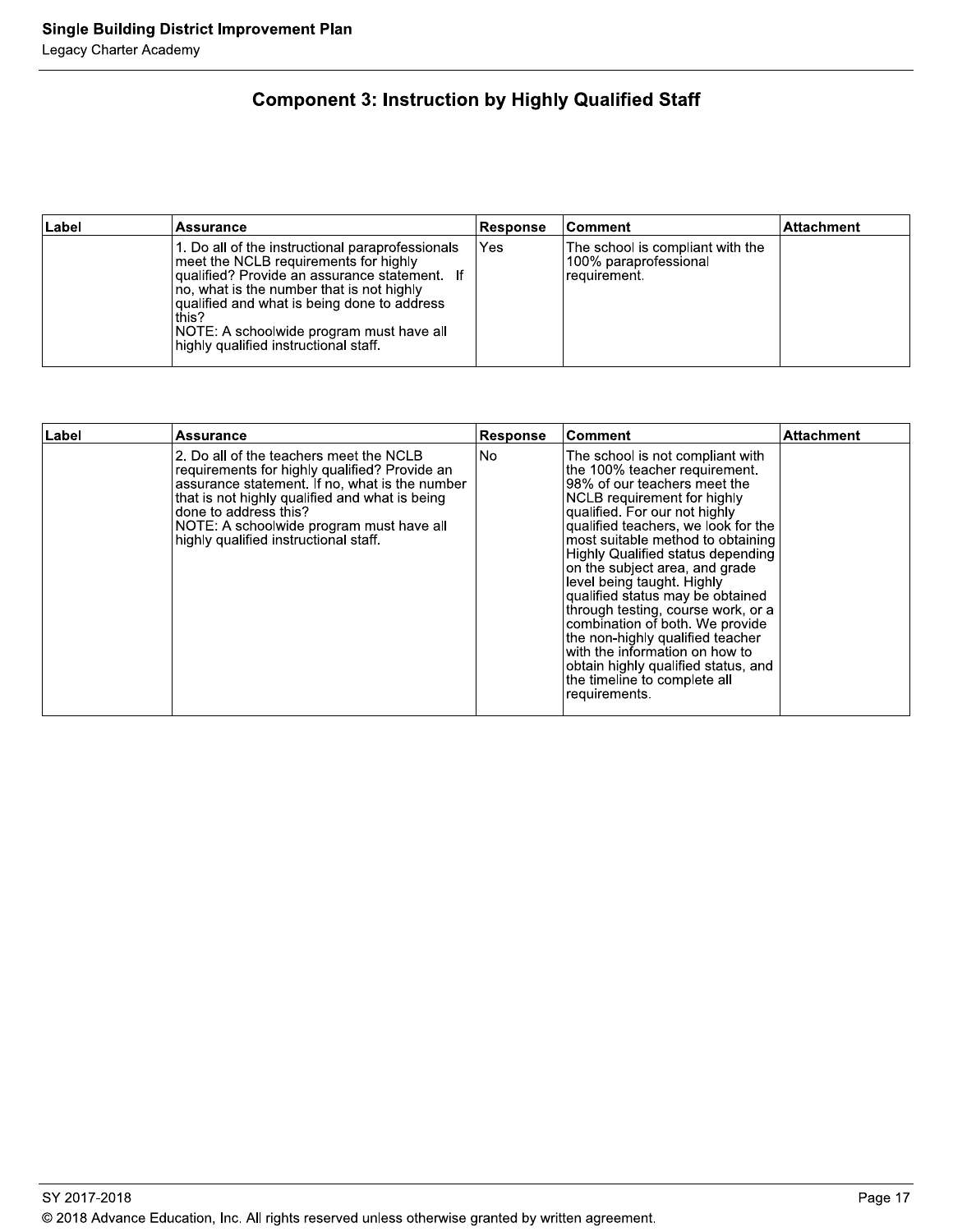## Component 3: Instruction by Highly Qualified Staff

| Label | Assurance | Response | Comment | Attachment |
| --- | --- | --- | --- | --- |
| | 1. Do all of the instructional paraprofessionals meet the NCLB requirements for highly qualified? Provide an assurance statement. If no, what is the number that is not highly qualified and what is being done to address this?<br>NOTE: A schoolwide program must have all highly qualified instructional staff. | Yes | The school is compliant with the 100% paraprofessional requirement. | |

| Label | Assurance | Response | Comment | Attachment |
| --- | --- | --- | --- | --- |
| | 2. Do all of the teachers meet the NCLB requirements for highly qualified? Provide an assurance statement. If no, what is the number that is not highly qualified and what is being done to address this?<br>NOTE: A schoolwide program must have all highly qualified instructional staff. | No | The school is not compliant with the 100% teacher requirement. 98% of our teachers meet the NCLB requirement for highly qualified. For our not highly qualified teachers, we look for the most suitable method to obtaining Highly Qualified status depending on the subject area, and grade level being taught. Highly qualified status may be obtained through testing, course work, or a combination of both. We provide the non-highly qualified teacher with the information on how to obtain highly qualified status, and the timeline to complete all requirements. | |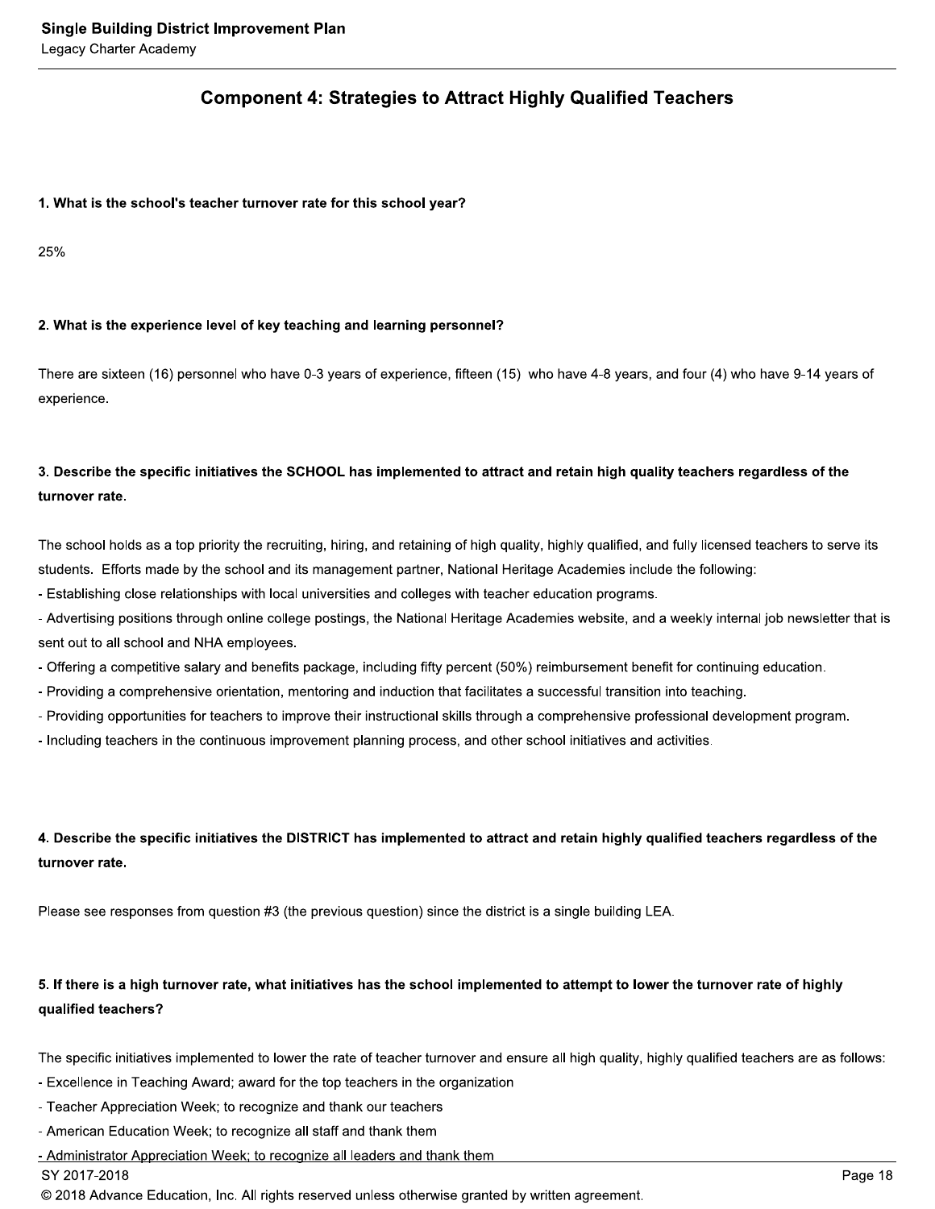## Component 4: Strategies to Attract Highly Qualified Teachers

**1. What is the school's teacher turnover rate for this school year?**

25%

**2. What is the experience level of key teaching and learning personnel?**

There are sixteen (16) personnel who have 0-3 years of experience, fifteen (15) who have 4-8 years, and four (4) who have 9-14 years of experience.

**3. Describe the specific initiatives the SCHOOL has implemented to attract and retain high quality teachers regardless of the turnover rate.**

The school holds as a top priority the recruiting, hiring, and retaining of high quality, highly qualified, and fully licensed teachers to serve its students. Efforts made by the school and its management partner, National Heritage Academies include the following:

- Establishing close relationships with local universities and colleges with teacher education programs.
- Advertising positions through online college postings, the National Heritage Academies website, and a weekly internal job newsletter that is sent out to all school and NHA employees.
- Offering a competitive salary and benefits package, including fifty percent (50%) reimbursement benefit for continuing education.
- Providing a comprehensive orientation, mentoring and induction that facilitates a successful transition into teaching.
- Providing opportunities for teachers to improve their instructional skills through a comprehensive professional development program.
- Including teachers in the continuous improvement planning process, and other school initiatives and activities.

**4. Describe the specific initiatives the DISTRICT has implemented to attract and retain highly qualified teachers regardless of the turnover rate.**

Please see responses from question #3 (the previous question) since the district is a single building LEA.

**5. If there is a high turnover rate, what initiatives has the school implemented to attempt to lower the turnover rate of highly qualified teachers?**

The specific initiatives implemented to lower the rate of teacher turnover and ensure all high quality, highly qualified teachers are as follows:

- Excellence in Teaching Award; award for the top teachers in the organization
- Teacher Appreciation Week; to recognize and thank our teachers
- American Education Week; to recognize all staff and thank them
- Administrator Appreciation Week; to recognize all leaders and thank them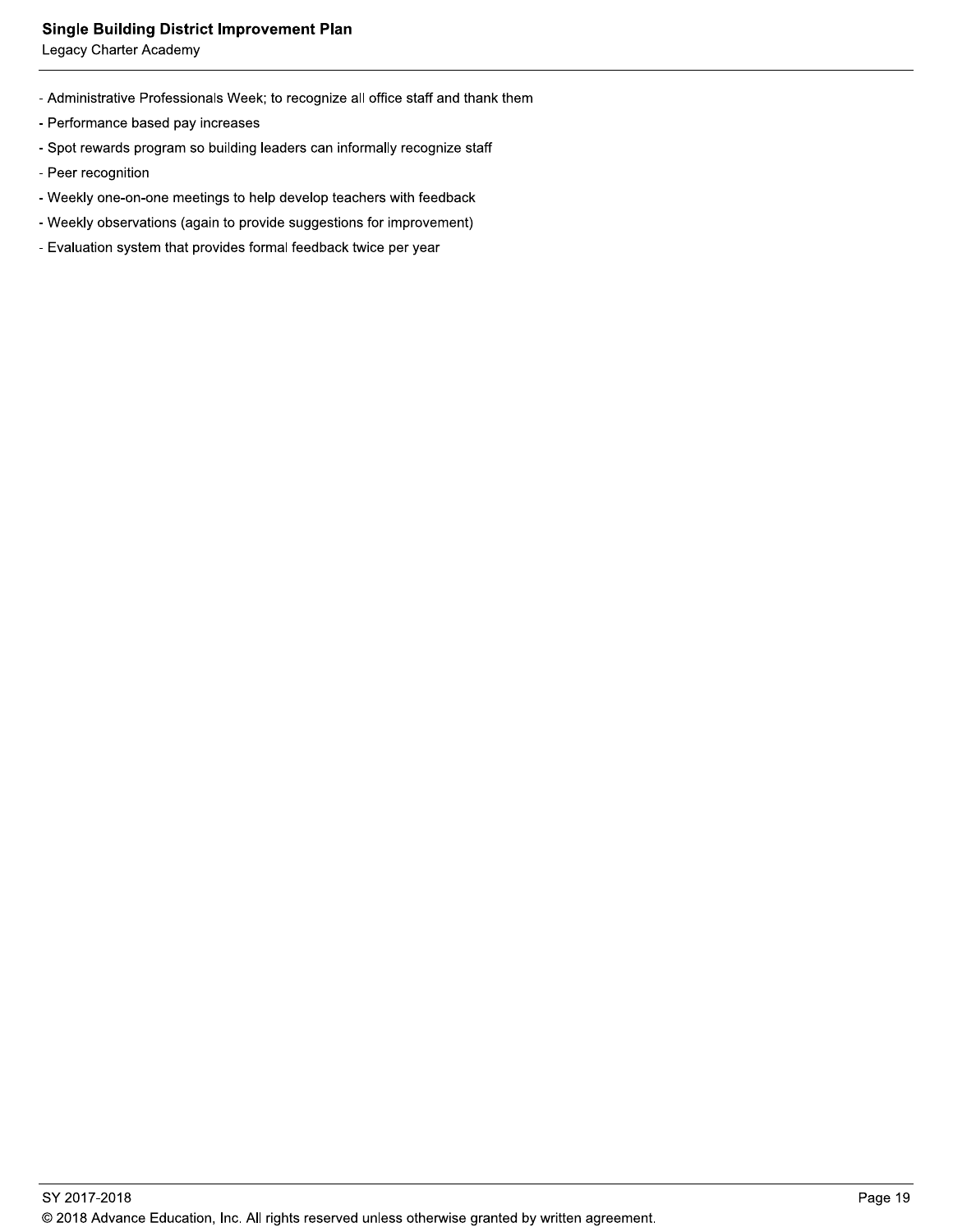- Administrative Professionals Week; to recognize all office staff and thank them
- Performance based pay increases
- Spot rewards program so building leaders can informally recognize staff
- Peer recognition
- Weekly one-on-one meetings to help develop teachers with feedback
- Weekly observations (again to provide suggestions for improvement)
- Evaluation system that provides formal feedback twice per year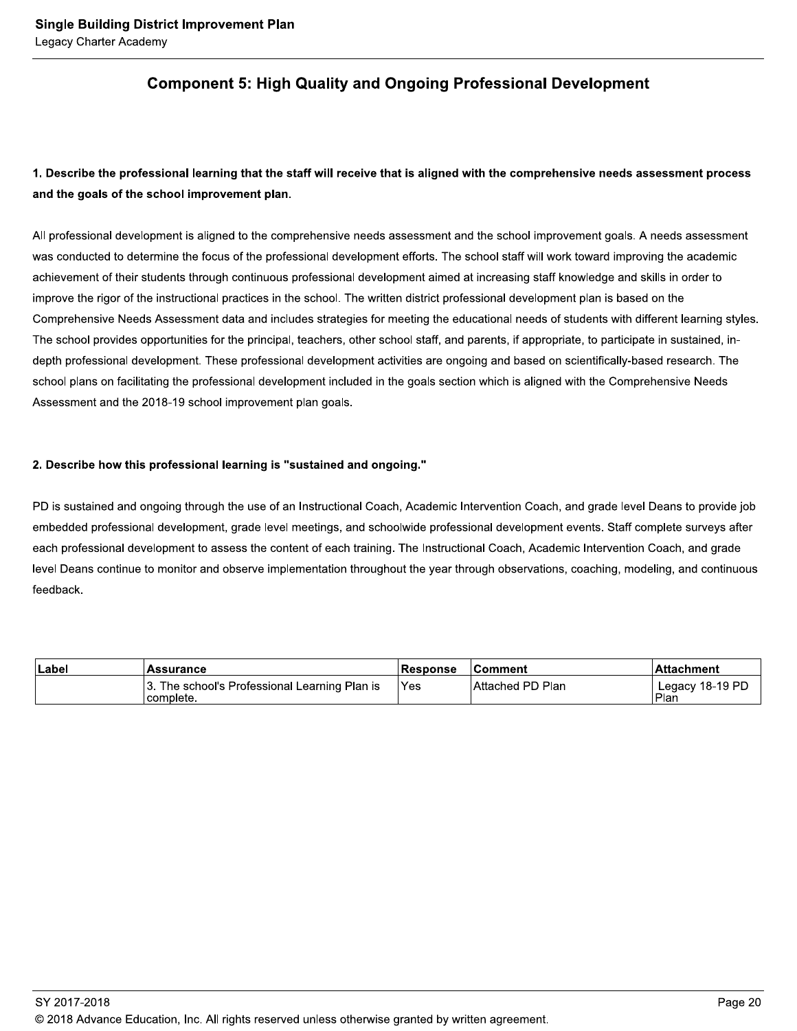## Component 5: High Quality and Ongoing Professional Development

**1. Describe the professional learning that the staff will receive that is aligned with the comprehensive needs assessment process and the goals of the school improvement plan.**

All professional development is aligned to the comprehensive needs assessment and the school improvement goals. A needs assessment was conducted to determine the focus of the professional development efforts. The school staff will work toward improving the academic achievement of their students through continuous professional development aimed at increasing staff knowledge and skills in order to improve the rigor of the instructional practices in the school. The written district professional development plan is based on the Comprehensive Needs Assessment data and includes strategies for meeting the educational needs of students with different learning styles. The school provides opportunities for the principal, teachers, other school staff, and parents, if appropriate, to participate in sustained, in-depth professional development. These professional development activities are ongoing and based on scientifically-based research. The school plans on facilitating the professional development included in the goals section which is aligned with the Comprehensive Needs Assessment and the 2018-19 school improvement plan goals.

**2. Describe how this professional learning is "sustained and ongoing."**

PD is sustained and ongoing through the use of an Instructional Coach, Academic Intervention Coach, and grade level Deans to provide job embedded professional development, grade level meetings, and schoolwide professional development events. Staff complete surveys after each professional development to assess the content of each training. The Instructional Coach, Academic Intervention Coach, and grade level Deans continue to monitor and observe implementation throughout the year through observations, coaching, modeling, and continuous feedback.

| Label | Assurance | Response | Comment | Attachment |
|---|---|---|---|---|
| | 3. The school's Professional Learning Plan is complete. | Yes | Attached PD Plan | Legacy 18-19 PD Plan |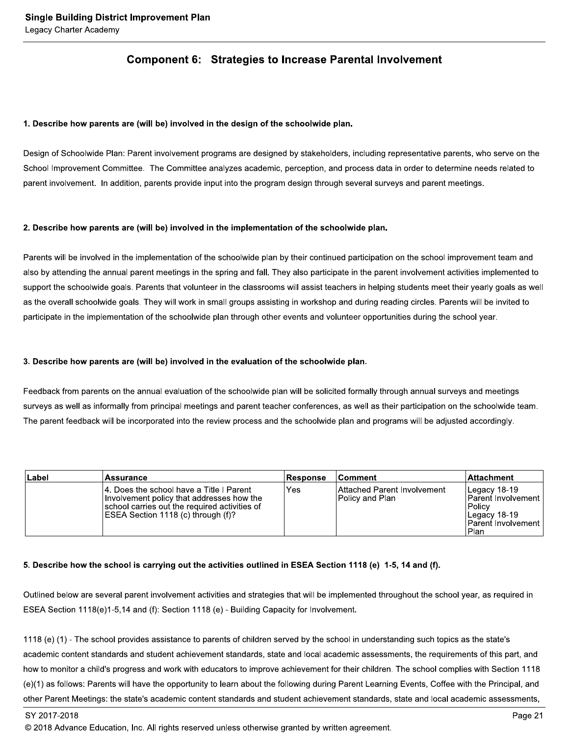## Component 6: Strategies to Increase Parental Involvement

**1. Describe how parents are (will be) involved in the design of the schoolwide plan.**

Design of Schoolwide Plan: Parent involvement programs are designed by stakeholders, including representative parents, who serve on the School Improvement Committee. The Committee analyzes academic, perception, and process data in order to determine needs related to parent involvement. In addition, parents provide input into the program design through several surveys and parent meetings.

**2. Describe how parents are (will be) involved in the implementation of the schoolwide plan.**

Parents will be involved in the implementation of the schoolwide plan by their continued participation on the school improvement team and also by attending the annual parent meetings in the spring and fall. They also participate in the parent involvement activities implemented to support the schoolwide goals. Parents that volunteer in the classrooms will assist teachers in helping students meet their yearly goals as well as the overall schoolwide goals. They will work in small groups assisting in workshop and during reading circles. Parents will be invited to participate in the implementation of the schoolwide plan through other events and volunteer opportunities during the school year.

**3. Describe how parents are (will be) involved in the evaluation of the schoolwide plan.**

Feedback from parents on the annual evaluation of the schoolwide plan will be solicited formally through annual surveys and meetings surveys as well as informally from principal meetings and parent teacher conferences, as well as their participation on the schoolwide team. The parent feedback will be incorporated into the review process and the schoolwide plan and programs will be adjusted accordingly.

| Label | Assurance | Response | Comment | Attachment |
|---|---|---|---|---|
| | 4. Does the school have a Title I Parent Involvement policy that addresses how the school carries out the required activities of ESEA Section 1118 (c) through (f)? | Yes | Attached Parent Involvement Policy and Plan | Legacy 18-19 Parent Involvement Policy Legacy 18-19 Parent Involvement Plan |

**5. Describe how the school is carrying out the activities outlined in ESEA Section 1118 (e) 1-5, 14 and (f).**

Outlined below are several parent involvement activities and strategies that will be implemented throughout the school year, as required in ESEA Section 1118(e)1-5,14 and (f): Section 1118 (e) - Building Capacity for Involvement.

1118 (e) (1) - The school provides assistance to parents of children served by the school in understanding such topics as the state's academic content standards and student achievement standards, state and local academic assessments, the requirements of this part, and how to monitor a child's progress and work with educators to improve achievement for their children. The school complies with Section 1118 (e)(1) as follows: Parents will have the opportunity to learn about the following during Parent Learning Events, Coffee with the Principal, and other Parent Meetings: the state's academic content standards and student achievement standards, state and local academic assessments,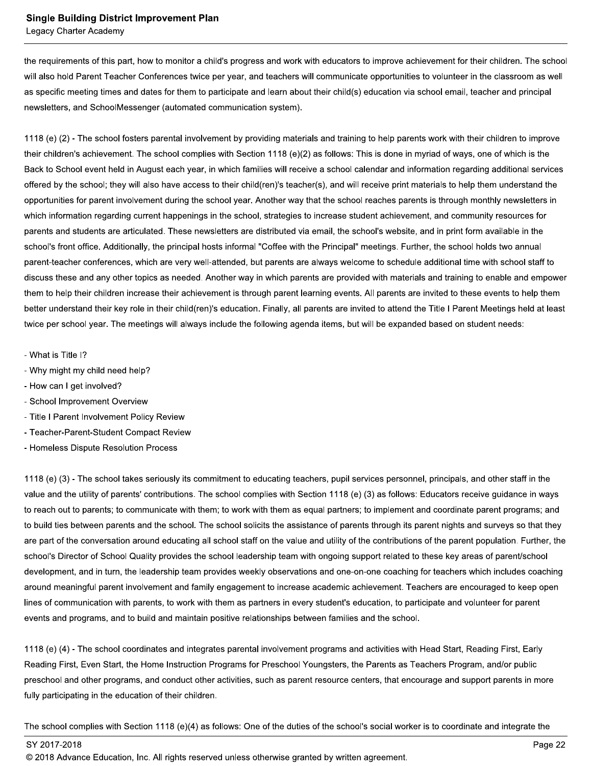the requirements of this part, how to monitor a child's progress and work with educators to improve achievement for their children. The school will also hold Parent Teacher Conferences twice per year, and teachers will communicate opportunities to volunteer in the classroom as well as specific meeting times and dates for them to participate and learn about their child(s) education via school email, teacher and principal newsletters, and SchoolMessenger (automated communication system).

1118 (e) (2) - The school fosters parental involvement by providing materials and training to help parents work with their children to improve their children's achievement. The school complies with Section 1118 (e)(2) as follows: This is done in myriad of ways, one of which is the Back to School event held in August each year, in which families will receive a school calendar and information regarding additional services offered by the school; they will also have access to their child(ren)'s teacher(s), and will receive print materials to help them understand the opportunities for parent involvement during the school year. Another way that the school reaches parents is through monthly newsletters in which information regarding current happenings in the school, strategies to increase student achievement, and community resources for parents and students are articulated. These newsletters are distributed via email, the school's website, and in print form available in the school's front office. Additionally, the principal hosts informal "Coffee with the Principal" meetings. Further, the school holds two annual parent-teacher conferences, which are very well-attended, but parents are always welcome to schedule additional time with school staff to discuss these and any other topics as needed. Another way in which parents are provided with materials and training to enable and empower them to help their children increase their achievement is through parent learning events. All parents are invited to these events to help them better understand their key role in their child(ren)'s education. Finally, all parents are invited to attend the Title I Parent Meetings held at least twice per school year. The meetings will always include the following agenda items, but will be expanded based on student needs:

- What is Title I?
- Why might my child need help?
- How can I get involved?
- School Improvement Overview
- Title I Parent Involvement Policy Review
- Teacher-Parent-Student Compact Review
- Homeless Dispute Resolution Process

1118 (e) (3) - The school takes seriously its commitment to educating teachers, pupil services personnel, principals, and other staff in the value and the utility of parents' contributions. The school complies with Section 1118 (e) (3) as follows: Educators receive guidance in ways to reach out to parents; to communicate with them; to work with them as equal partners; to implement and coordinate parent programs; and to build ties between parents and the school. The school solicits the assistance of parents through its parent nights and surveys so that they are part of the conversation around educating all school staff on the value and utility of the contributions of the parent population. Further, the school's Director of School Quality provides the school leadership team with ongoing support related to these key areas of parent/school development, and in turn, the leadership team provides weekly observations and one-on-one coaching for teachers which includes coaching around meaningful parent involvement and family engagement to increase academic achievement. Teachers are encouraged to keep open lines of communication with parents, to work with them as partners in every student's education, to participate and volunteer for parent events and programs, and to build and maintain positive relationships between families and the school.

1118 (e) (4) - The school coordinates and integrates parental involvement programs and activities with Head Start, Reading First, Early Reading First, Even Start, the Home Instruction Programs for Preschool Youngsters, the Parents as Teachers Program, and/or public preschool and other programs, and conduct other activities, such as parent resource centers, that encourage and support parents in more fully participating in the education of their children.

The school complies with Section 1118 (e)(4) as follows: One of the duties of the school's social worker is to coordinate and integrate the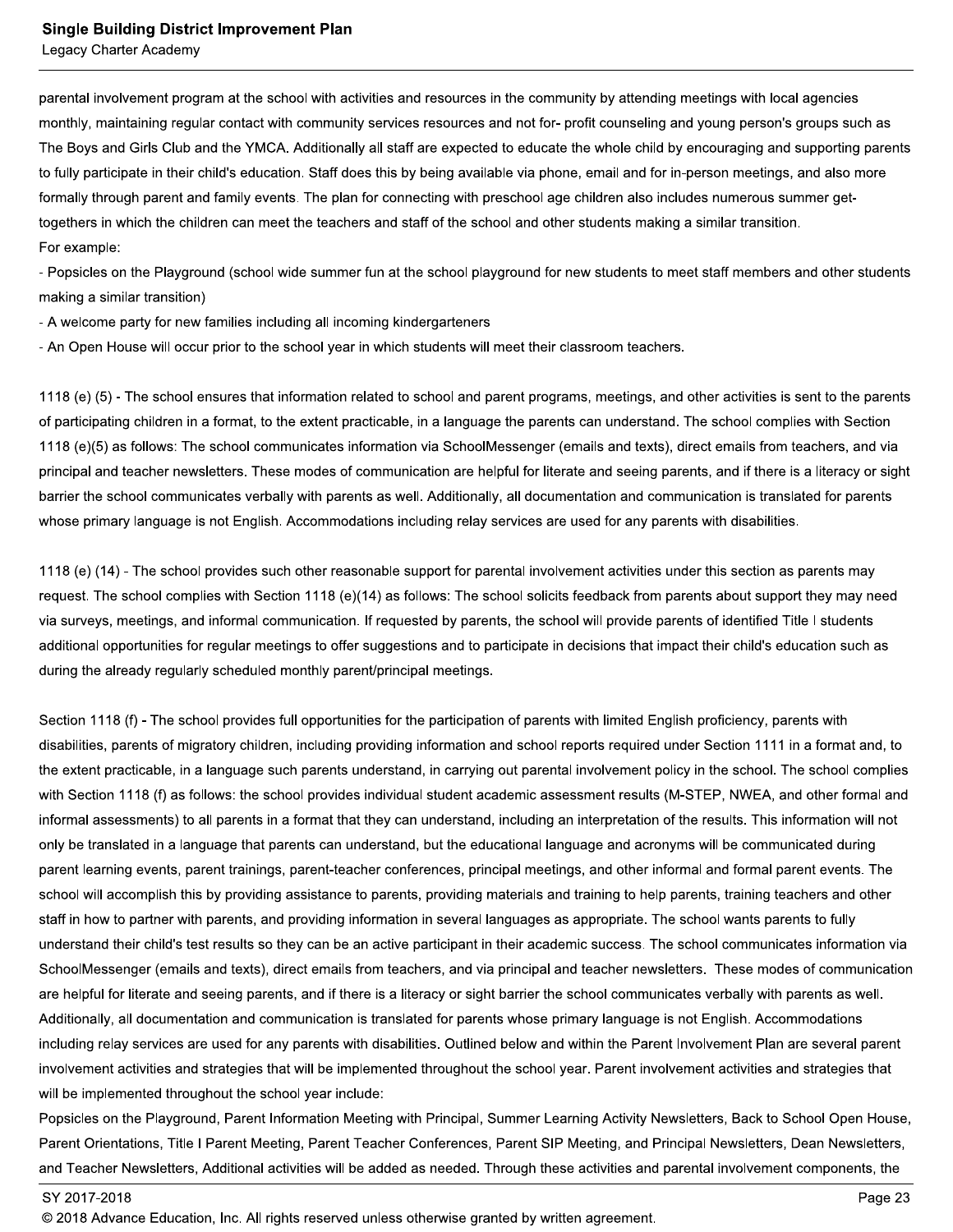parental involvement program at the school with activities and resources in the community by attending meetings with local agencies monthly, maintaining regular contact with community services resources and not for- profit counseling and young person's groups such as The Boys and Girls Club and the YMCA. Additionally all staff are expected to educate the whole child by encouraging and supporting parents to fully participate in their child's education. Staff does this by being available via phone, email and for in-person meetings, and also more formally through parent and family events. The plan for connecting with preschool age children also includes numerous summer get-togethers in which the children can meet the teachers and staff of the school and other students making a similar transition.
For example:
- Popsicles on the Playground (school wide summer fun at the school playground for new students to meet staff members and other students making a similar transition)
- A welcome party for new families including all incoming kindergarteners
- An Open House will occur prior to the school year in which students will meet their classroom teachers.

1118 (e) (5) - The school ensures that information related to school and parent programs, meetings, and other activities is sent to the parents of participating children in a format, to the extent practicable, in a language the parents can understand. The school complies with Section 1118 (e)(5) as follows: The school communicates information via SchoolMessenger (emails and texts), direct emails from teachers, and via principal and teacher newsletters. These modes of communication are helpful for literate and seeing parents, and if there is a literacy or sight barrier the school communicates verbally with parents as well. Additionally, all documentation and communication is translated for parents whose primary language is not English. Accommodations including relay services are used for any parents with disabilities.

1118 (e) (14) - The school provides such other reasonable support for parental involvement activities under this section as parents may request. The school complies with Section 1118 (e)(14) as follows: The school solicits feedback from parents about support they may need via surveys, meetings, and informal communication. If requested by parents, the school will provide parents of identified Title I students additional opportunities for regular meetings to offer suggestions and to participate in decisions that impact their child's education such as during the already regularly scheduled monthly parent/principal meetings.

Section 1118 (f) - The school provides full opportunities for the participation of parents with limited English proficiency, parents with disabilities, parents of migratory children, including providing information and school reports required under Section 1111 in a format and, to the extent practicable, in a language such parents understand, in carrying out parental involvement policy in the school. The school complies with Section 1118 (f) as follows: the school provides individual student academic assessment results (M-STEP, NWEA, and other formal and informal assessments) to all parents in a format that they can understand, including an interpretation of the results. This information will not only be translated in a language that parents can understand, but the educational language and acronyms will be communicated during parent learning events, parent trainings, parent-teacher conferences, principal meetings, and other informal and formal parent events. The school will accomplish this by providing assistance to parents, providing materials and training to help parents, training teachers and other staff in how to partner with parents, and providing information in several languages as appropriate. The school wants parents to fully understand their child's test results so they can be an active participant in their academic success. The school communicates information via SchoolMessenger (emails and texts), direct emails from teachers, and via principal and teacher newsletters. These modes of communication are helpful for literate and seeing parents, and if there is a literacy or sight barrier the school communicates verbally with parents as well. Additionally, all documentation and communication is translated for parents whose primary language is not English. Accommodations including relay services are used for any parents with disabilities. Outlined below and within the Parent Involvement Plan are several parent involvement activities and strategies that will be implemented throughout the school year. Parent involvement activities and strategies that will be implemented throughout the school year include:
Popsicles on the Playground, Parent Information Meeting with Principal, Summer Learning Activity Newsletters, Back to School Open House, Parent Orientations, Title I Parent Meeting, Parent Teacher Conferences, Parent SIP Meeting, and Principal Newsletters, Dean Newsletters, and Teacher Newsletters, Additional activities will be added as needed. Through these activities and parental involvement components, the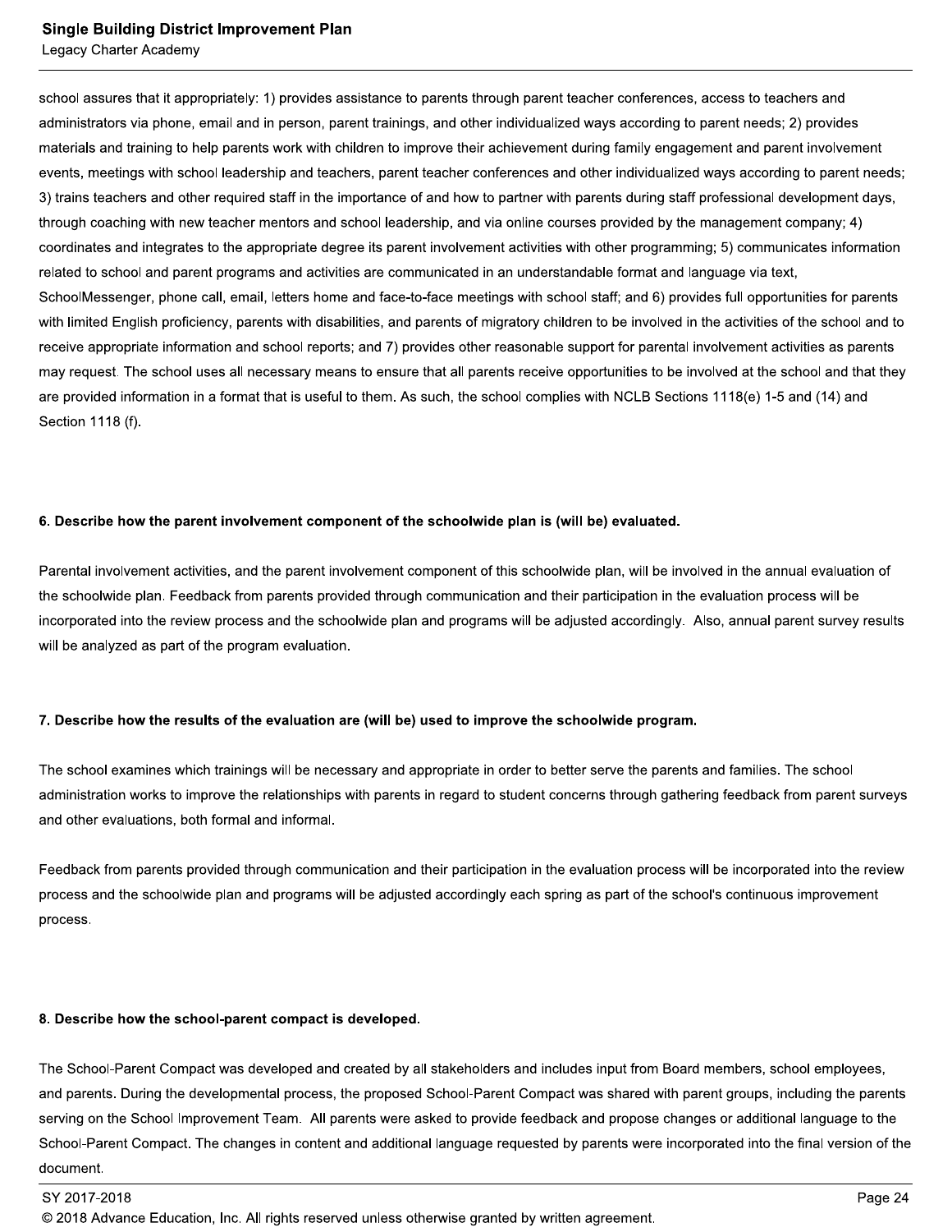school assures that it appropriately: 1) provides assistance to parents through parent teacher conferences, access to teachers and administrators via phone, email and in person, parent trainings, and other individualized ways according to parent needs; 2) provides materials and training to help parents work with children to improve their achievement during family engagement and parent involvement events, meetings with school leadership and teachers, parent teacher conferences and other individualized ways according to parent needs; 3) trains teachers and other required staff in the importance of and how to partner with parents during staff professional development days, through coaching with new teacher mentors and school leadership, and via online courses provided by the management company; 4) coordinates and integrates to the appropriate degree its parent involvement activities with other programming; 5) communicates information related to school and parent programs and activities are communicated in an understandable format and language via text, SchoolMessenger, phone call, email, letters home and face-to-face meetings with school staff; and 6) provides full opportunities for parents with limited English proficiency, parents with disabilities, and parents of migratory children to be involved in the activities of the school and to receive appropriate information and school reports; and 7) provides other reasonable support for parental involvement activities as parents may request. The school uses all necessary means to ensure that all parents receive opportunities to be involved at the school and that they are provided information in a format that is useful to them. As such, the school complies with NCLB Sections 1118(e) 1-5 and (14) and Section 1118 (f).

**6. Describe how the parent involvement component of the schoolwide plan is (will be) evaluated.**

Parental involvement activities, and the parent involvement component of this schoolwide plan, will be involved in the annual evaluation of the schoolwide plan. Feedback from parents provided through communication and their participation in the evaluation process will be incorporated into the review process and the schoolwide plan and programs will be adjusted accordingly. Also, annual parent survey results will be analyzed as part of the program evaluation.

**7. Describe how the results of the evaluation are (will be) used to improve the schoolwide program.**

The school examines which trainings will be necessary and appropriate in order to better serve the parents and families. The school administration works to improve the relationships with parents in regard to student concerns through gathering feedback from parent surveys and other evaluations, both formal and informal.

Feedback from parents provided through communication and their participation in the evaluation process will be incorporated into the review process and the schoolwide plan and programs will be adjusted accordingly each spring as part of the school's continuous improvement process.

**8. Describe how the school-parent compact is developed.**

The School-Parent Compact was developed and created by all stakeholders and includes input from Board members, school employees, and parents. During the developmental process, the proposed School-Parent Compact was shared with parent groups, including the parents serving on the School Improvement Team. All parents were asked to provide feedback and propose changes or additional language to the School-Parent Compact. The changes in content and additional language requested by parents were incorporated into the final version of the document.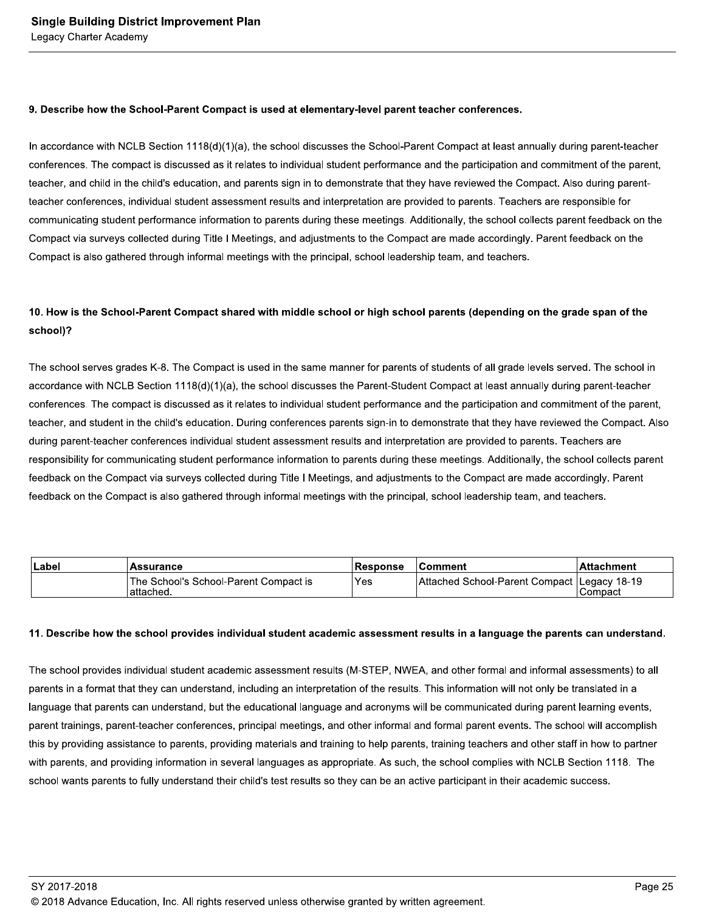### 9. Describe how the School-Parent Compact is used at elementary-level parent teacher conferences.

In accordance with NCLB Section 1118(d)(1)(a), the school discusses the School-Parent Compact at least annually during parent-teacher conferences. The compact is discussed as it relates to individual student performance and the participation and commitment of the parent, teacher, and child in the child's education, and parents sign in to demonstrate that they have reviewed the Compact. Also during parent-teacher conferences, individual student assessment results and interpretation are provided to parents. Teachers are responsible for communicating student performance information to parents during these meetings. Additionally, the school collects parent feedback on the Compact via surveys collected during Title I Meetings, and adjustments to the Compact are made accordingly. Parent feedback on the Compact is also gathered through informal meetings with the principal, school leadership team, and teachers.

### 10. How is the School-Parent Compact shared with middle school or high school parents (depending on the grade span of the school)?

The school serves grades K-8. The Compact is used in the same manner for parents of students of all grade levels served. The school in accordance with NCLB Section 1118(d)(1)(a), the school discusses the Parent-Student Compact at least annually during parent-teacher conferences. The compact is discussed as it relates to individual student performance and the participation and commitment of the parent, teacher, and student in the child's education. During conferences parents sign-in to demonstrate that they have reviewed the Compact. Also during parent-teacher conferences individual student assessment results and interpretation are provided to parents. Teachers are responsibility for communicating student performance information to parents during these meetings. Additionally, the school collects parent feedback on the Compact via surveys collected during Title I Meetings, and adjustments to the Compact are made accordingly. Parent feedback on the Compact is also gathered through informal meetings with the principal, school leadership team, and teachers.

| Label | Assurance | Response | Comment | Attachment |
|---|---|---|---|---|
| | The School's School-Parent Compact is attached. | Yes | Attached School-Parent Compact | Legacy 18-19 Compact |

### 11. Describe how the school provides individual student academic assessment results in a language the parents can understand.

The school provides individual student academic assessment results (M-STEP, NWEA, and other formal and informal assessments) to all parents in a format that they can understand, including an interpretation of the results. This information will not only be translated in a language that parents can understand, but the educational language and acronyms will be communicated during parent learning events, parent trainings, parent-teacher conferences, principal meetings, and other informal and formal parent events. The school will accomplish this by providing assistance to parents, providing materials and training to help parents, training teachers and other staff in how to partner with parents, and providing information in several languages as appropriate. As such, the school complies with NCLB Section 1118. The school wants parents to fully understand their child's test results so they can be an active participant in their academic success.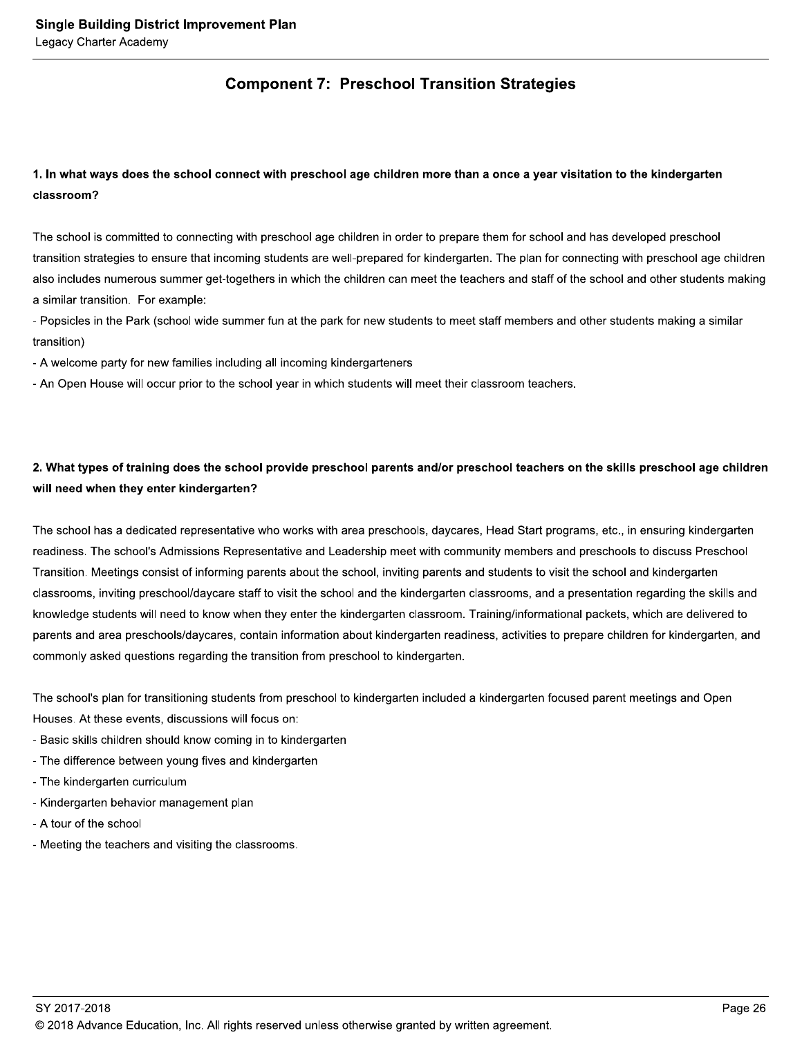## Component 7: Preschool Transition Strategies

**1. In what ways does the school connect with preschool age children more than a once a year visitation to the kindergarten classroom?**

The school is committed to connecting with preschool age children in order to prepare them for school and has developed preschool transition strategies to ensure that incoming students are well-prepared for kindergarten. The plan for connecting with preschool age children also includes numerous summer get-togethers in which the children can meet the teachers and staff of the school and other students making a similar transition. For example:

- Popsicles in the Park (school wide summer fun at the park for new students to meet staff members and other students making a similar transition)
- A welcome party for new families including all incoming kindergarteners
- An Open House will occur prior to the school year in which students will meet their classroom teachers.

**2. What types of training does the school provide preschool parents and/or preschool teachers on the skills preschool age children will need when they enter kindergarten?**

The school has a dedicated representative who works with area preschools, daycares, Head Start programs, etc., in ensuring kindergarten readiness. The school's Admissions Representative and Leadership meet with community members and preschools to discuss Preschool Transition. Meetings consist of informing parents about the school, inviting parents and students to visit the school and kindergarten classrooms, inviting preschool/daycare staff to visit the school and the kindergarten classrooms, and a presentation regarding the skills and knowledge students will need to know when they enter the kindergarten classroom. Training/informational packets, which are delivered to parents and area preschools/daycares, contain information about kindergarten readiness, activities to prepare children for kindergarten, and commonly asked questions regarding the transition from preschool to kindergarten.

The school's plan for transitioning students from preschool to kindergarten included a kindergarten focused parent meetings and Open Houses. At these events, discussions will focus on:

- Basic skills children should know coming in to kindergarten
- The difference between young fives and kindergarten
- The kindergarten curriculum
- Kindergarten behavior management plan
- A tour of the school
- Meeting the teachers and visiting the classrooms.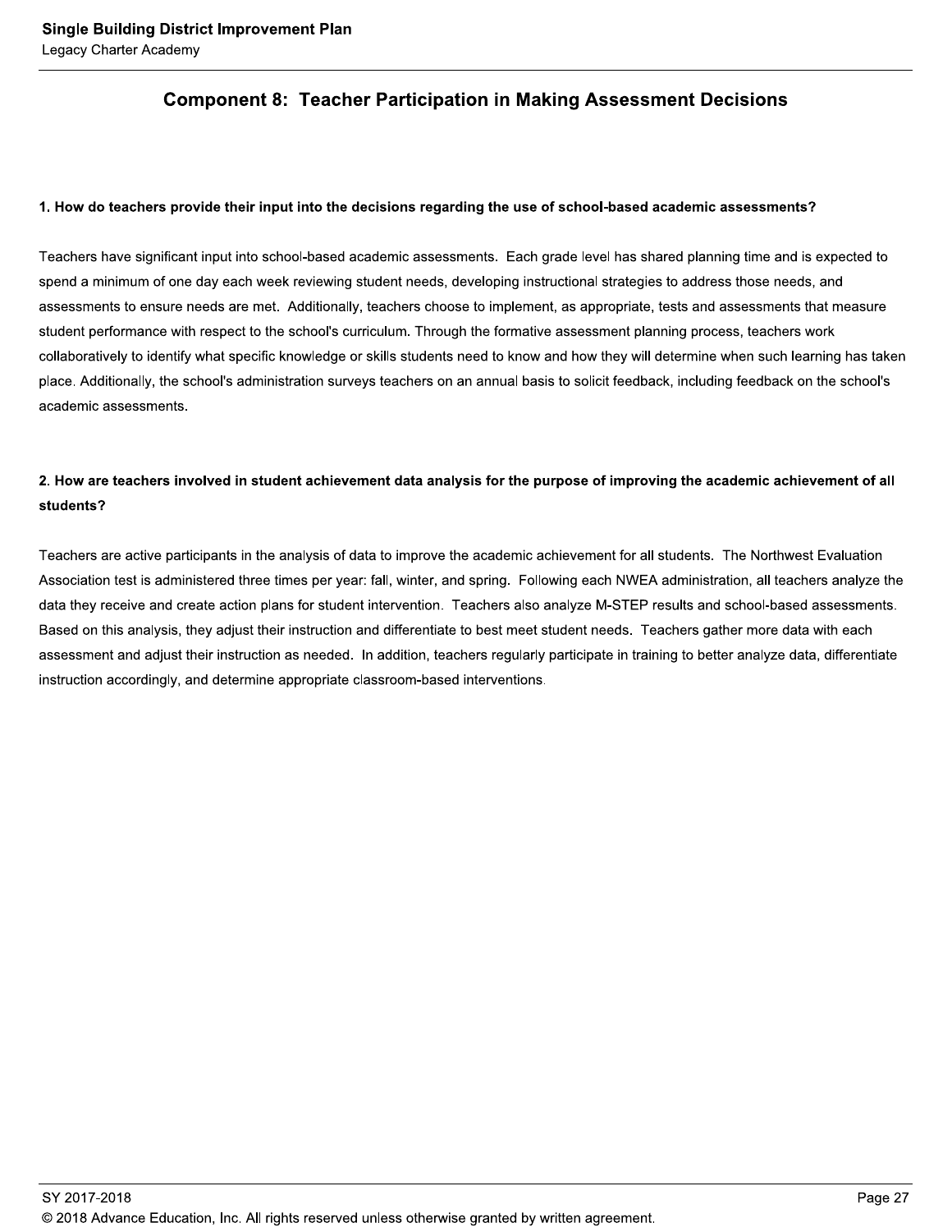## Component 8: Teacher Participation in Making Assessment Decisions

**1. How do teachers provide their input into the decisions regarding the use of school-based academic assessments?**

Teachers have significant input into school-based academic assessments. Each grade level has shared planning time and is expected to spend a minimum of one day each week reviewing student needs, developing instructional strategies to address those needs, and assessments to ensure needs are met. Additionally, teachers choose to implement, as appropriate, tests and assessments that measure student performance with respect to the school's curriculum. Through the formative assessment planning process, teachers work collaboratively to identify what specific knowledge or skills students need to know and how they will determine when such learning has taken place. Additionally, the school's administration surveys teachers on an annual basis to solicit feedback, including feedback on the school's academic assessments.

**2. How are teachers involved in student achievement data analysis for the purpose of improving the academic achievement of all students?**

Teachers are active participants in the analysis of data to improve the academic achievement for all students. The Northwest Evaluation Association test is administered three times per year: fall, winter, and spring. Following each NWEA administration, all teachers analyze the data they receive and create action plans for student intervention. Teachers also analyze M-STEP results and school-based assessments. Based on this analysis, they adjust their instruction and differentiate to best meet student needs. Teachers gather more data with each assessment and adjust their instruction as needed. In addition, teachers regularly participate in training to better analyze data, differentiate instruction accordingly, and determine appropriate classroom-based interventions.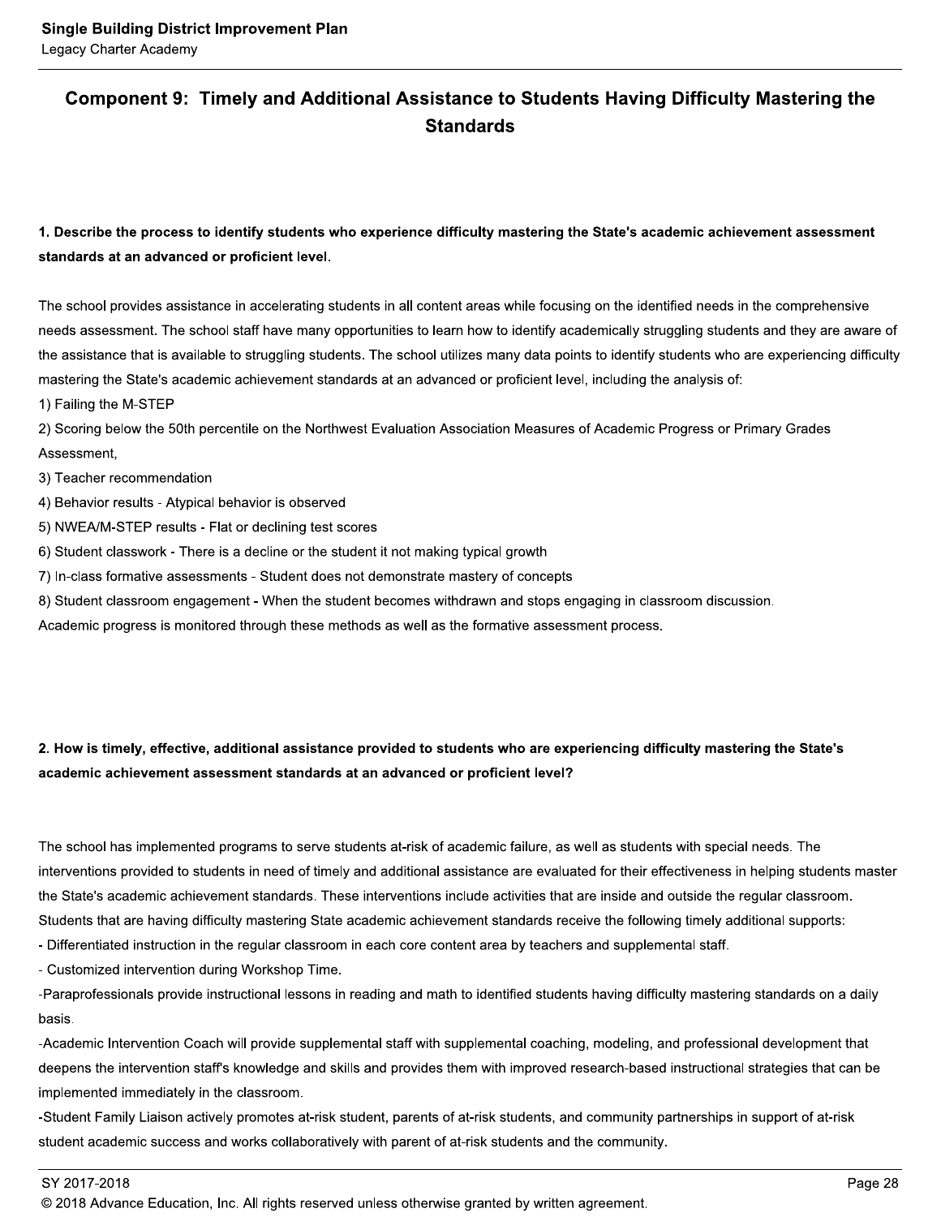## Component 9: Timely and Additional Assistance to Students Having Difficulty Mastering the Standards

**1. Describe the process to identify students who experience difficulty mastering the State's academic achievement assessment standards at an advanced or proficient level.**

The school provides assistance in accelerating students in all content areas while focusing on the identified needs in the comprehensive needs assessment. The school staff have many opportunities to learn how to identify academically struggling students and they are aware of the assistance that is available to struggling students. The school utilizes many data points to identify students who are experiencing difficulty mastering the State's academic achievement standards at an advanced or proficient level, including the analysis of:

1) Failing the M-STEP
2) Scoring below the 50th percentile on the Northwest Evaluation Association Measures of Academic Progress or Primary Grades Assessment,
3) Teacher recommendation
4) Behavior results - Atypical behavior is observed
5) NWEA/M-STEP results - Flat or declining test scores
6) Student classwork - There is a decline or the student it not making typical growth
7) In-class formative assessments - Student does not demonstrate mastery of concepts
8) Student classroom engagement - When the student becomes withdrawn and stops engaging in classroom discussion.

Academic progress is monitored through these methods as well as the formative assessment process.

**2. How is timely, effective, additional assistance provided to students who are experiencing difficulty mastering the State's academic achievement assessment standards at an advanced or proficient level?**

The school has implemented programs to serve students at-risk of academic failure, as well as students with special needs. The interventions provided to students in need of timely and additional assistance are evaluated for their effectiveness in helping students master the State's academic achievement standards. These interventions include activities that are inside and outside the regular classroom. Students that are having difficulty mastering State academic achievement standards receive the following timely additional supports:

- Differentiated instruction in the regular classroom in each core content area by teachers and supplemental staff.
- Customized intervention during Workshop Time.
- Paraprofessionals provide instructional lessons in reading and math to identified students having difficulty mastering standards on a daily basis.
- Academic Intervention Coach will provide supplemental staff with supplemental coaching, modeling, and professional development that deepens the intervention staff's knowledge and skills and provides them with improved research-based instructional strategies that can be implemented immediately in the classroom.
- Student Family Liaison actively promotes at-risk student, parents of at-risk students, and community partnerships in support of at-risk student academic success and works collaboratively with parent of at-risk students and the community.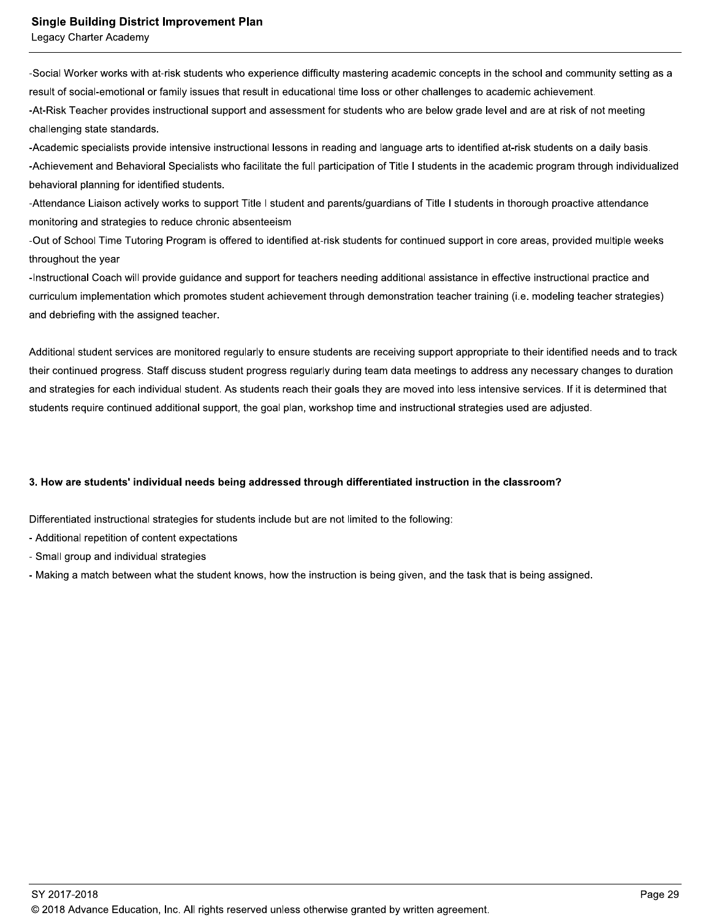-Social Worker works with at-risk students who experience difficulty mastering academic concepts in the school and community setting as a result of social-emotional or family issues that result in educational time loss or other challenges to academic achievement.
-At-Risk Teacher provides instructional support and assessment for students who are below grade level and are at risk of not meeting challenging state standards.
-Academic specialists provide intensive instructional lessons in reading and language arts to identified at-risk students on a daily basis.
-Achievement and Behavioral Specialists who facilitate the full participation of Title I students in the academic program through individualized behavioral planning for identified students.
-Attendance Liaison actively works to support Title I student and parents/guardians of Title I students in thorough proactive attendance monitoring and strategies to reduce chronic absenteeism
-Out of School Time Tutoring Program is offered to identified at-risk students for continued support in core areas, provided multiple weeks throughout the year
-Instructional Coach will provide guidance and support for teachers needing additional assistance in effective instructional practice and curriculum implementation which promotes student achievement through demonstration teacher training (i.e. modeling teacher strategies) and debriefing with the assigned teacher.

Additional student services are monitored regularly to ensure students are receiving support appropriate to their identified needs and to track their continued progress. Staff discuss student progress regularly during team data meetings to address any necessary changes to duration and strategies for each individual student. As students reach their goals they are moved into less intensive services. If it is determined that students require continued additional support, the goal plan, workshop time and instructional strategies used are adjusted.

**3. How are students' individual needs being addressed through differentiated instruction in the classroom?**

Differentiated instructional strategies for students include but are not limited to the following:

- Additional repetition of content expectations
- Small group and individual strategies
- Making a match between what the student knows, how the instruction is being given, and the task that is being assigned.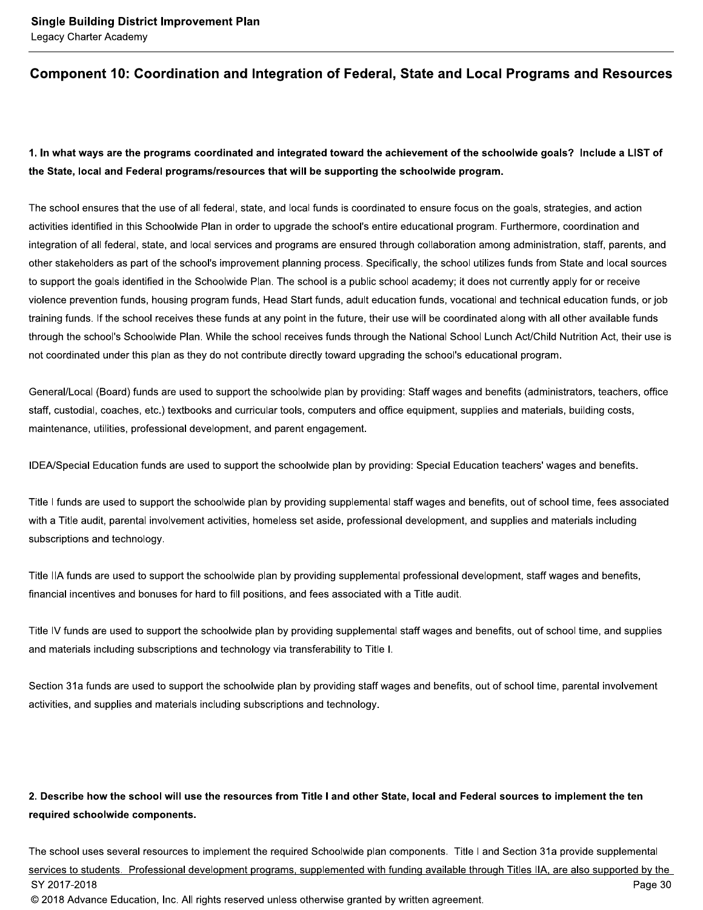## Component 10: Coordination and Integration of Federal, State and Local Programs and Resources

**1. In what ways are the programs coordinated and integrated toward the achievement of the schoolwide goals? Include a LIST of the State, local and Federal programs/resources that will be supporting the schoolwide program.**

The school ensures that the use of all federal, state, and local funds is coordinated to ensure focus on the goals, strategies, and action activities identified in this Schoolwide Plan in order to upgrade the school's entire educational program. Furthermore, coordination and integration of all federal, state, and local services and programs are ensured through collaboration among administration, staff, parents, and other stakeholders as part of the school's improvement planning process. Specifically, the school utilizes funds from State and local sources to support the goals identified in the Schoolwide Plan. The school is a public school academy; it does not currently apply for or receive violence prevention funds, housing program funds, Head Start funds, adult education funds, vocational and technical education funds, or job training funds. If the school receives these funds at any point in the future, their use will be coordinated along with all other available funds through the school's Schoolwide Plan. While the school receives funds through the National School Lunch Act/Child Nutrition Act, their use is not coordinated under this plan as they do not contribute directly toward upgrading the school's educational program.

General/Local (Board) funds are used to support the schoolwide plan by providing: Staff wages and benefits (administrators, teachers, office staff, custodial, coaches, etc.) textbooks and curricular tools, computers and office equipment, supplies and materials, building costs, maintenance, utilities, professional development, and parent engagement.

IDEA/Special Education funds are used to support the schoolwide plan by providing: Special Education teachers' wages and benefits.

Title I funds are used to support the schoolwide plan by providing supplemental staff wages and benefits, out of school time, fees associated with a Title audit, parental involvement activities, homeless set aside, professional development, and supplies and materials including subscriptions and technology.

Title IIA funds are used to support the schoolwide plan by providing supplemental professional development, staff wages and benefits, financial incentives and bonuses for hard to fill positions, and fees associated with a Title audit.

Title IV funds are used to support the schoolwide plan by providing supplemental staff wages and benefits, out of school time, and supplies and materials including subscriptions and technology via transferability to Title I.

Section 31a funds are used to support the schoolwide plan by providing staff wages and benefits, out of school time, parental involvement activities, and supplies and materials including subscriptions and technology.

**2. Describe how the school will use the resources from Title I and other State, local and Federal sources to implement the ten required schoolwide components.**

The school uses several resources to implement the required Schoolwide plan components. Title I and Section 31a provide supplemental services to students. Professional development programs, supplemented with funding available through Titles IIA, are also supported by the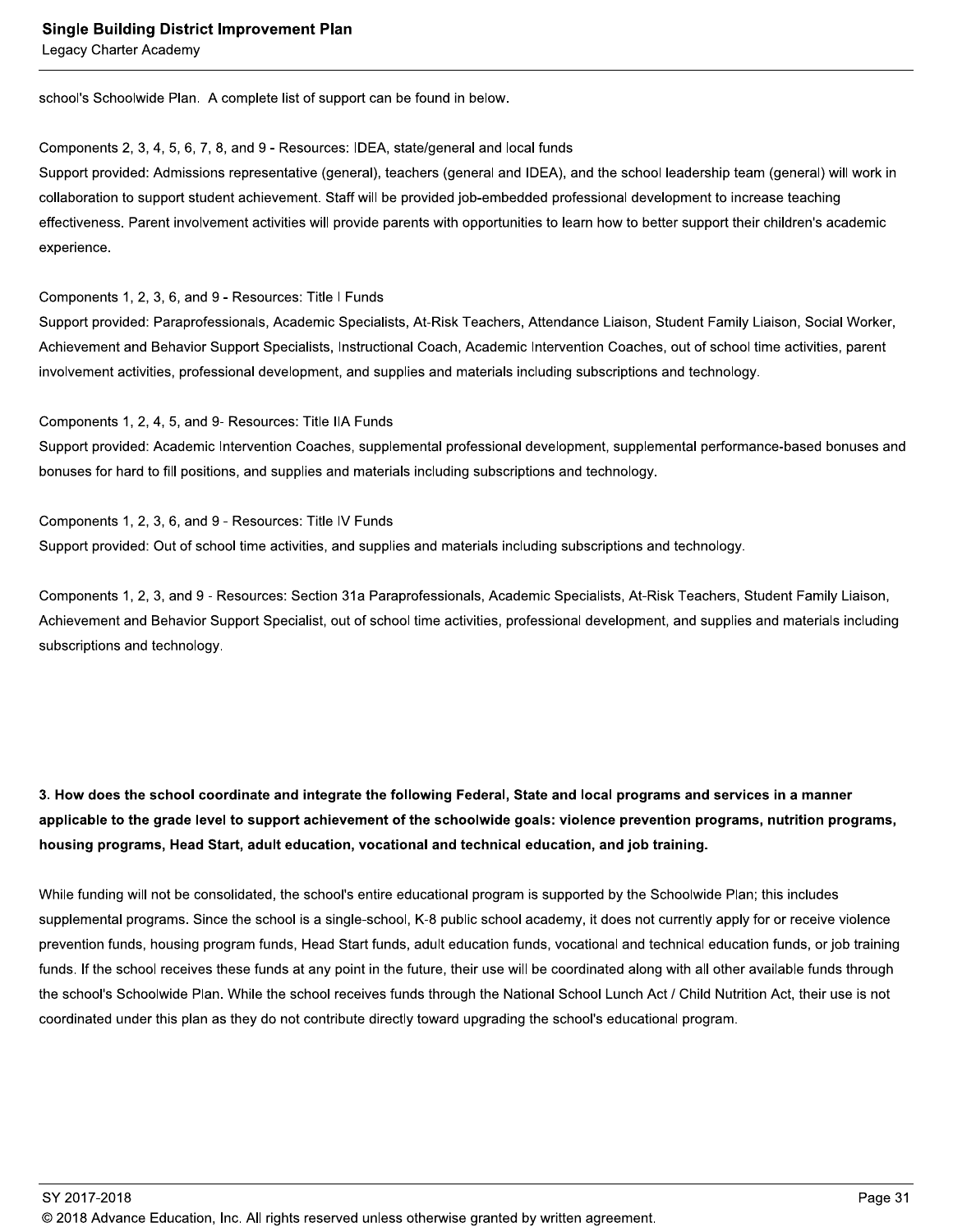school's Schoolwide Plan. A complete list of support can be found in below.

Components 2, 3, 4, 5, 6, 7, 8, and 9 - Resources: IDEA, state/general and local funds
Support provided: Admissions representative (general), teachers (general and IDEA), and the school leadership team (general) will work in collaboration to support student achievement. Staff will be provided job-embedded professional development to increase teaching effectiveness. Parent involvement activities will provide parents with opportunities to learn how to better support their children's academic experience.

Components 1, 2, 3, 6, and 9 - Resources: Title I Funds
Support provided: Paraprofessionals, Academic Specialists, At-Risk Teachers, Attendance Liaison, Student Family Liaison, Social Worker, Achievement and Behavior Support Specialists, Instructional Coach, Academic Intervention Coaches, out of school time activities, parent involvement activities, professional development, and supplies and materials including subscriptions and technology.

Components 1, 2, 4, 5, and 9- Resources: Title IIA Funds
Support provided: Academic Intervention Coaches, supplemental professional development, supplemental performance-based bonuses and bonuses for hard to fill positions, and supplies and materials including subscriptions and technology.

Components 1, 2, 3, 6, and 9 - Resources: Title IV Funds
Support provided: Out of school time activities, and supplies and materials including subscriptions and technology.

Components 1, 2, 3, and 9 - Resources: Section 31a Paraprofessionals, Academic Specialists, At-Risk Teachers, Student Family Liaison, Achievement and Behavior Support Specialist, out of school time activities, professional development, and supplies and materials including subscriptions and technology.

**3. How does the school coordinate and integrate the following Federal, State and local programs and services in a manner applicable to the grade level to support achievement of the schoolwide goals: violence prevention programs, nutrition programs, housing programs, Head Start, adult education, vocational and technical education, and job training.**

While funding will not be consolidated, the school's entire educational program is supported by the Schoolwide Plan; this includes supplemental programs. Since the school is a single-school, K-8 public school academy, it does not currently apply for or receive violence prevention funds, housing program funds, Head Start funds, adult education funds, vocational and technical education funds, or job training funds. If the school receives these funds at any point in the future, their use will be coordinated along with all other available funds through the school's Schoolwide Plan. While the school receives funds through the National School Lunch Act / Child Nutrition Act, their use is not coordinated under this plan as they do not contribute directly toward upgrading the school's educational program.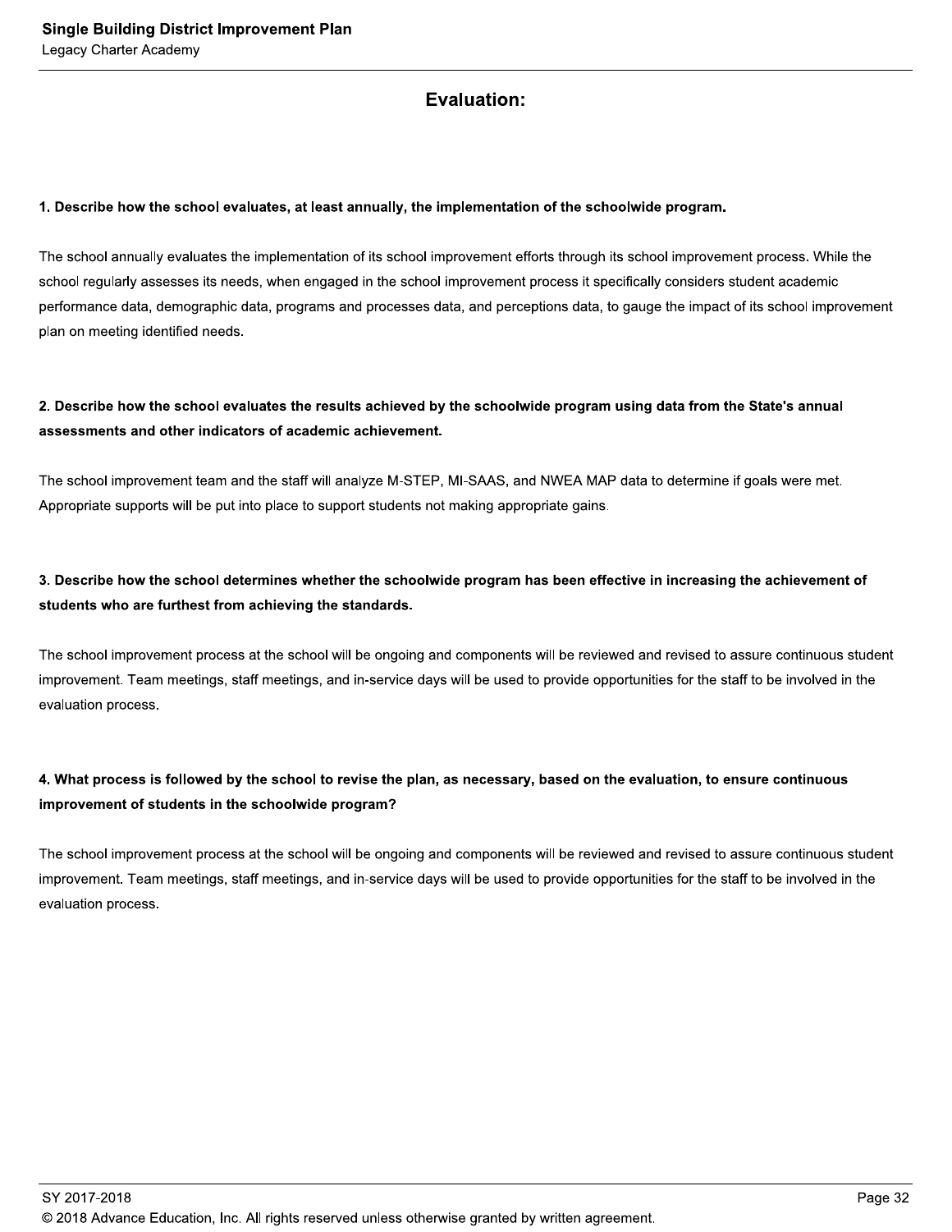## Evaluation:

**1. Describe how the school evaluates, at least annually, the implementation of the schoolwide program.**

The school annually evaluates the implementation of its school improvement efforts through its school improvement process. While the school regularly assesses its needs, when engaged in the school improvement process it specifically considers student academic performance data, demographic data, programs and processes data, and perceptions data, to gauge the impact of its school improvement plan on meeting identified needs.

**2. Describe how the school evaluates the results achieved by the schoolwide program using data from the State's annual assessments and other indicators of academic achievement.**

The school improvement team and the staff will analyze M-STEP, MI-SAAS, and NWEA MAP data to determine if goals were met. Appropriate supports will be put into place to support students not making appropriate gains.

**3. Describe how the school determines whether the schoolwide program has been effective in increasing the achievement of students who are furthest from achieving the standards.**

The school improvement process at the school will be ongoing and components will be reviewed and revised to assure continuous student improvement. Team meetings, staff meetings, and in-service days will be used to provide opportunities for the staff to be involved in the evaluation process.

**4. What process is followed by the school to revise the plan, as necessary, based on the evaluation, to ensure continuous improvement of students in the schoolwide program?**

The school improvement process at the school will be ongoing and components will be reviewed and revised to assure continuous student improvement. Team meetings, staff meetings, and in-service days will be used to provide opportunities for the staff to be involved in the evaluation process.